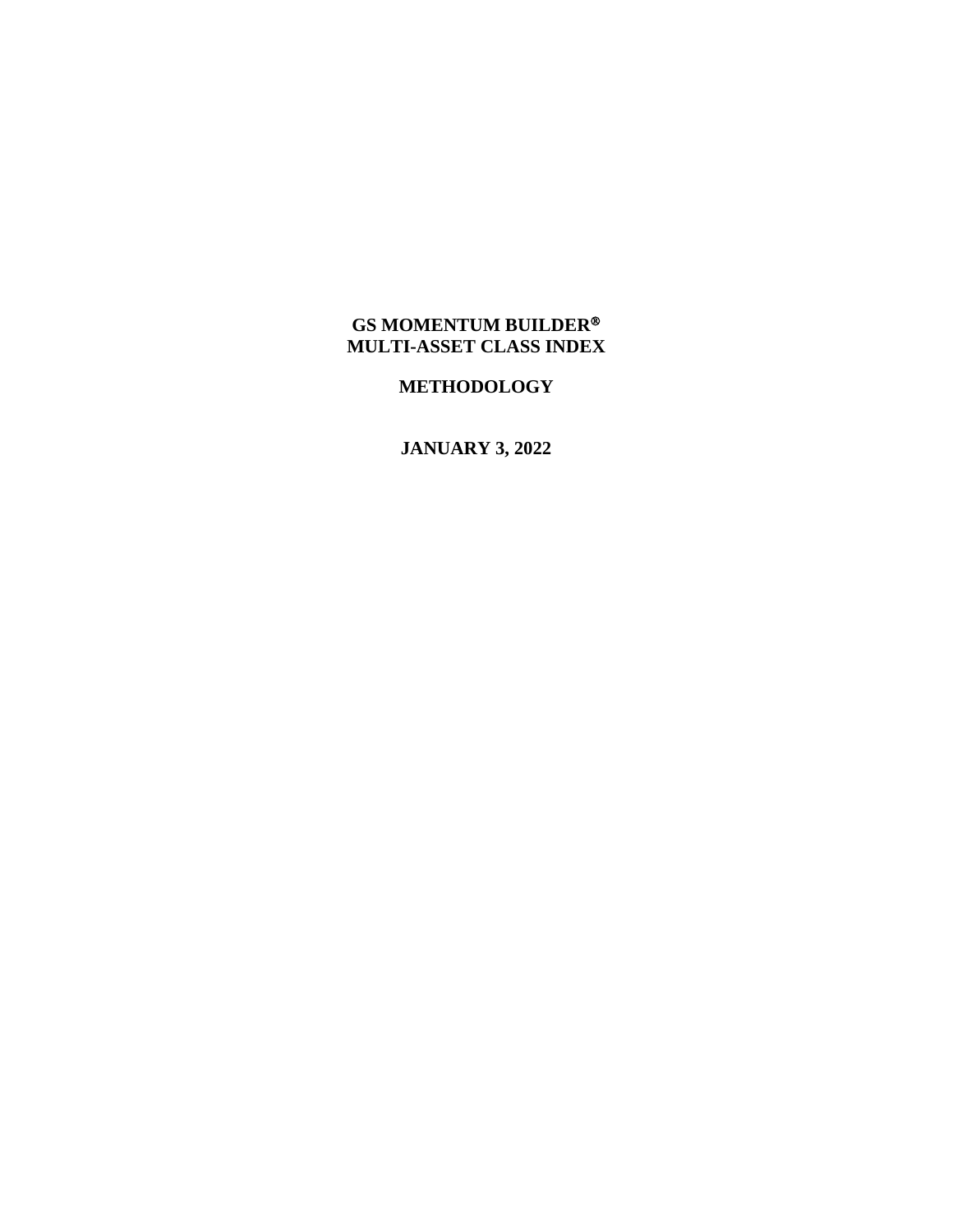# GS MOMENTUM BUILDER® MULTI-ASSET CLASS INDEX

## METHODOLOGY

## JANUARY 3, 2022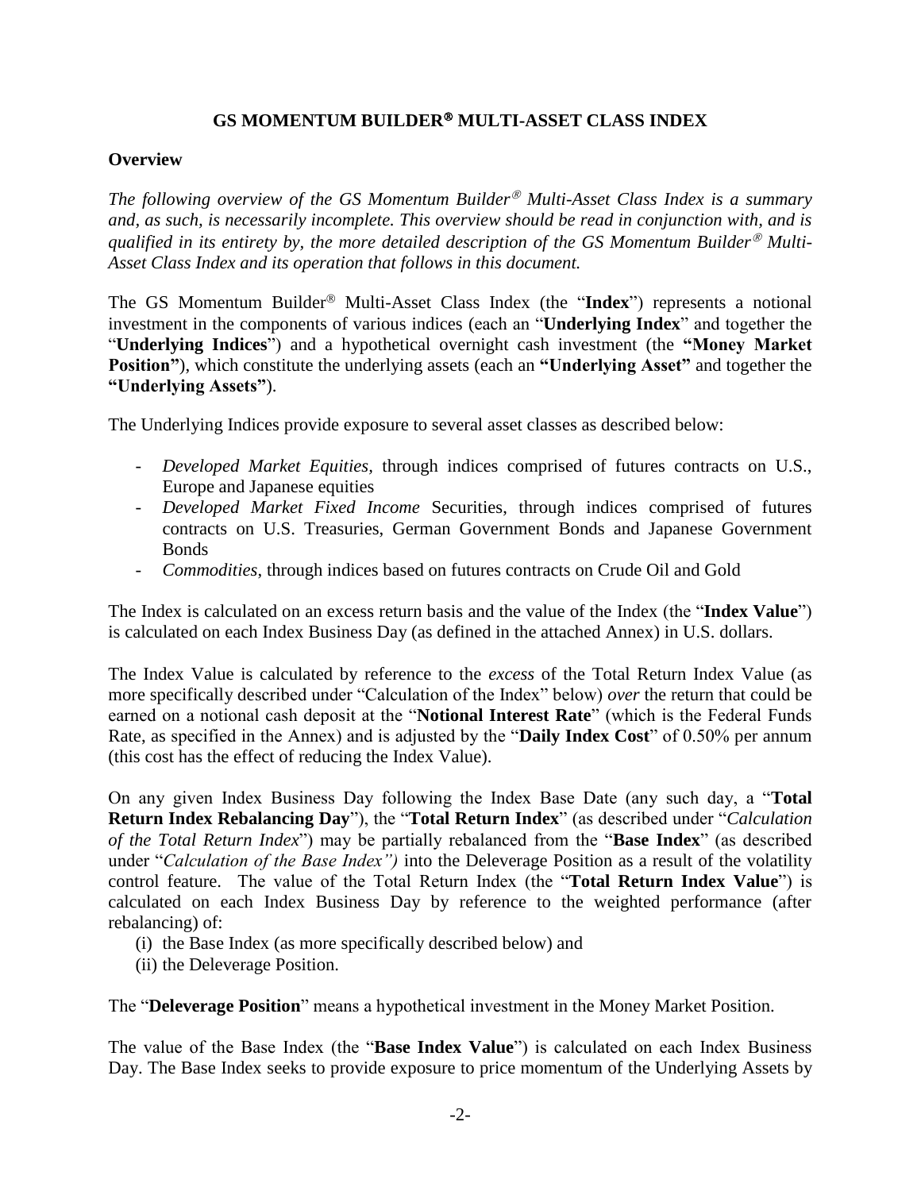# GS MOMENTUM BUILDER® MULTI-ASSET CLASS INDEX

## Overview

*The following overview of the GS Momentum Builder® Multi-Asset Class Index is a summary and, as such, is necessarily incomplete. This overview should be read in conjunction with, and is qualified in its entirety by, the more detailed description of the GS Momentum Builder® Multi-Asset Class Index and its operation that follows in this document.*

The GS Momentum Builder® Multi-Asset Class Index (the "**Index**") represents a notional investment in the components of various indices (each an "**Underlying Index**" and together the "**Underlying Indices**") and a hypothetical overnight cash investment (the **"Money Market Position"**), which constitute the underlying assets (each an **"Underlying Asset"** and together the **"Underlying Assets"**).

The Underlying Indices provide exposure to several asset classes as described below:

- *Developed Market Equities,* through indices comprised of futures contracts on U.S., Europe and Japanese equities
- *Developed Market Fixed Income* Securities, through indices comprised of futures contracts on U.S. Treasuries, German Government Bonds and Japanese Government Bonds
- *Commodities*, through indices based on futures contracts on Crude Oil and Gold

The Index is calculated on an excess return basis and the value of the Index (the "**Index Value**") is calculated on each Index Business Day (as defined in the attached Annex) in U.S. dollars.

The Index Value is calculated by reference to the *excess* of the Total Return Index Value (as more specifically described under "Calculation of the Index" below) *over* the return that could be earned on a notional cash deposit at the "**Notional Interest Rate**" (which is the Federal Funds Rate, as specified in the Annex) and is adjusted by the "**Daily Index Cost**" of 0.50% per annum (this cost has the effect of reducing the Index Value).

On any given Index Business Day following the Index Base Date (any such day, a "**Total Return Index Rebalancing Day**"), the "**Total Return Index**" (as described under "*Calculation of the Total Return Index*") may be partially rebalanced from the "**Base Index**" (as described under "*Calculation of the Base Index")* into the Deleverage Position as a result of the volatility control feature. The value of the Total Return Index (the "**Total Return Index Value**") is calculated on each Index Business Day by reference to the weighted performance (after rebalancing) of:

(i) the Base Index (as more specifically described below) and
(ii) the Deleverage Position.

The "**Deleverage Position**" means a hypothetical investment in the Money Market Position.

The value of the Base Index (the "**Base Index Value**") is calculated on each Index Business Day. The Base Index seeks to provide exposure to price momentum of the Underlying Assets by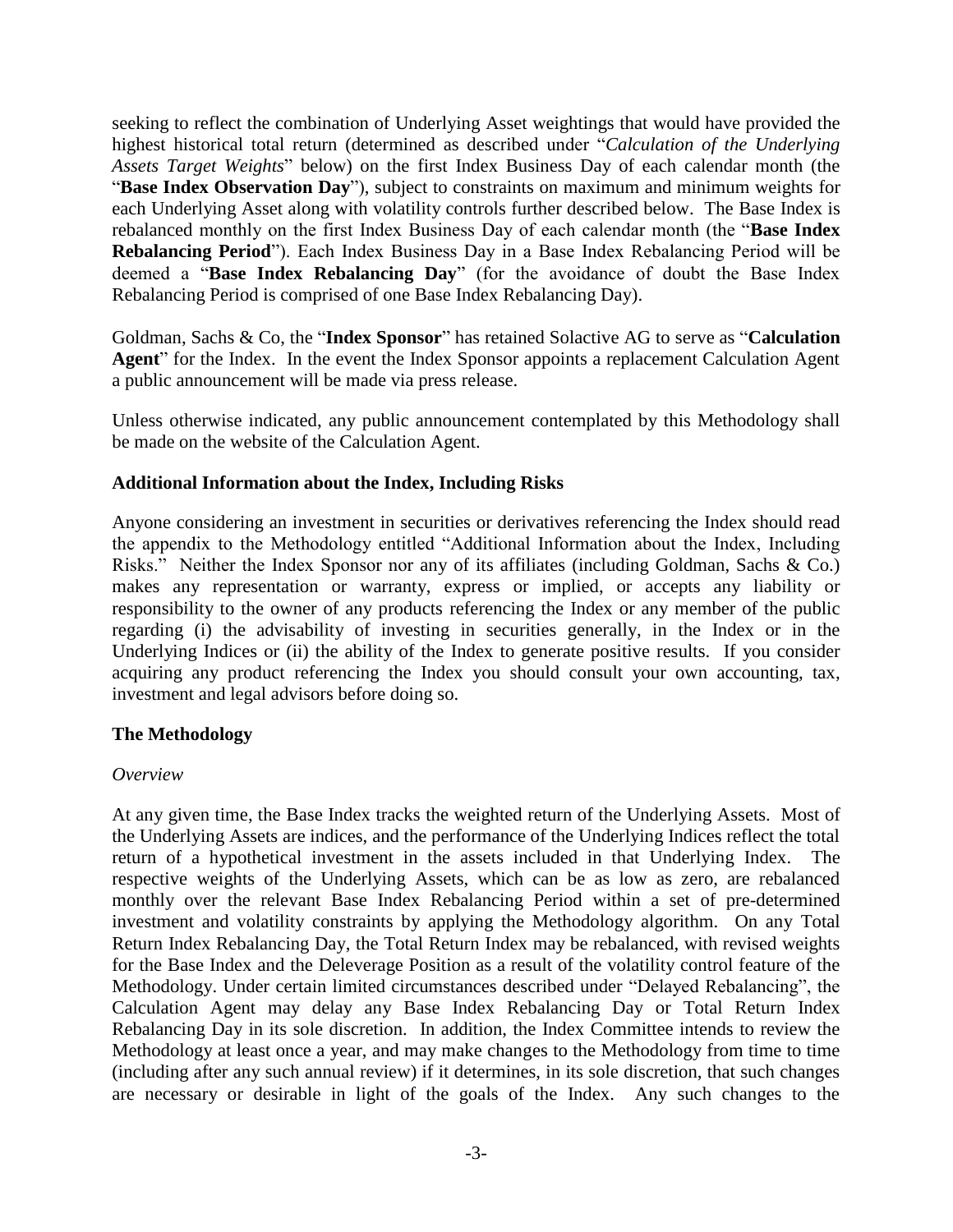seeking to reflect the combination of Underlying Asset weightings that would have provided the highest historical total return (determined as described under "*Calculation of the Underlying Assets Target Weights*" below) on the first Index Business Day of each calendar month (the "**Base Index Observation Day**"), subject to constraints on maximum and minimum weights for each Underlying Asset along with volatility controls further described below. The Base Index is rebalanced monthly on the first Index Business Day of each calendar month (the "**Base Index Rebalancing Period**"). Each Index Business Day in a Base Index Rebalancing Period will be deemed a "**Base Index Rebalancing Day**" (for the avoidance of doubt the Base Index Rebalancing Period is comprised of one Base Index Rebalancing Day).

Goldman, Sachs & Co, the "**Index Sponsor**" has retained Solactive AG to serve as "**Calculation Agent**" for the Index. In the event the Index Sponsor appoints a replacement Calculation Agent a public announcement will be made via press release.

Unless otherwise indicated, any public announcement contemplated by this Methodology shall be made on the website of the Calculation Agent.

## Additional Information about the Index, Including Risks

Anyone considering an investment in securities or derivatives referencing the Index should read the appendix to the Methodology entitled "Additional Information about the Index, Including Risks." Neither the Index Sponsor nor any of its affiliates (including Goldman, Sachs & Co.) makes any representation or warranty, express or implied, or accepts any liability or responsibility to the owner of any products referencing the Index or any member of the public regarding (i) the advisability of investing in securities generally, in the Index or in the Underlying Indices or (ii) the ability of the Index to generate positive results. If you consider acquiring any product referencing the Index you should consult your own accounting, tax, investment and legal advisors before doing so.

## The Methodology

### *Overview*

At any given time, the Base Index tracks the weighted return of the Underlying Assets. Most of the Underlying Assets are indices, and the performance of the Underlying Indices reflect the total return of a hypothetical investment in the assets included in that Underlying Index. The respective weights of the Underlying Assets, which can be as low as zero, are rebalanced monthly over the relevant Base Index Rebalancing Period within a set of pre-determined investment and volatility constraints by applying the Methodology algorithm. On any Total Return Index Rebalancing Day, the Total Return Index may be rebalanced, with revised weights for the Base Index and the Deleverage Position as a result of the volatility control feature of the Methodology. Under certain limited circumstances described under "Delayed Rebalancing", the Calculation Agent may delay any Base Index Rebalancing Day or Total Return Index Rebalancing Day in its sole discretion. In addition, the Index Committee intends to review the Methodology at least once a year, and may make changes to the Methodology from time to time (including after any such annual review) if it determines, in its sole discretion, that such changes are necessary or desirable in light of the goals of the Index. Any such changes to the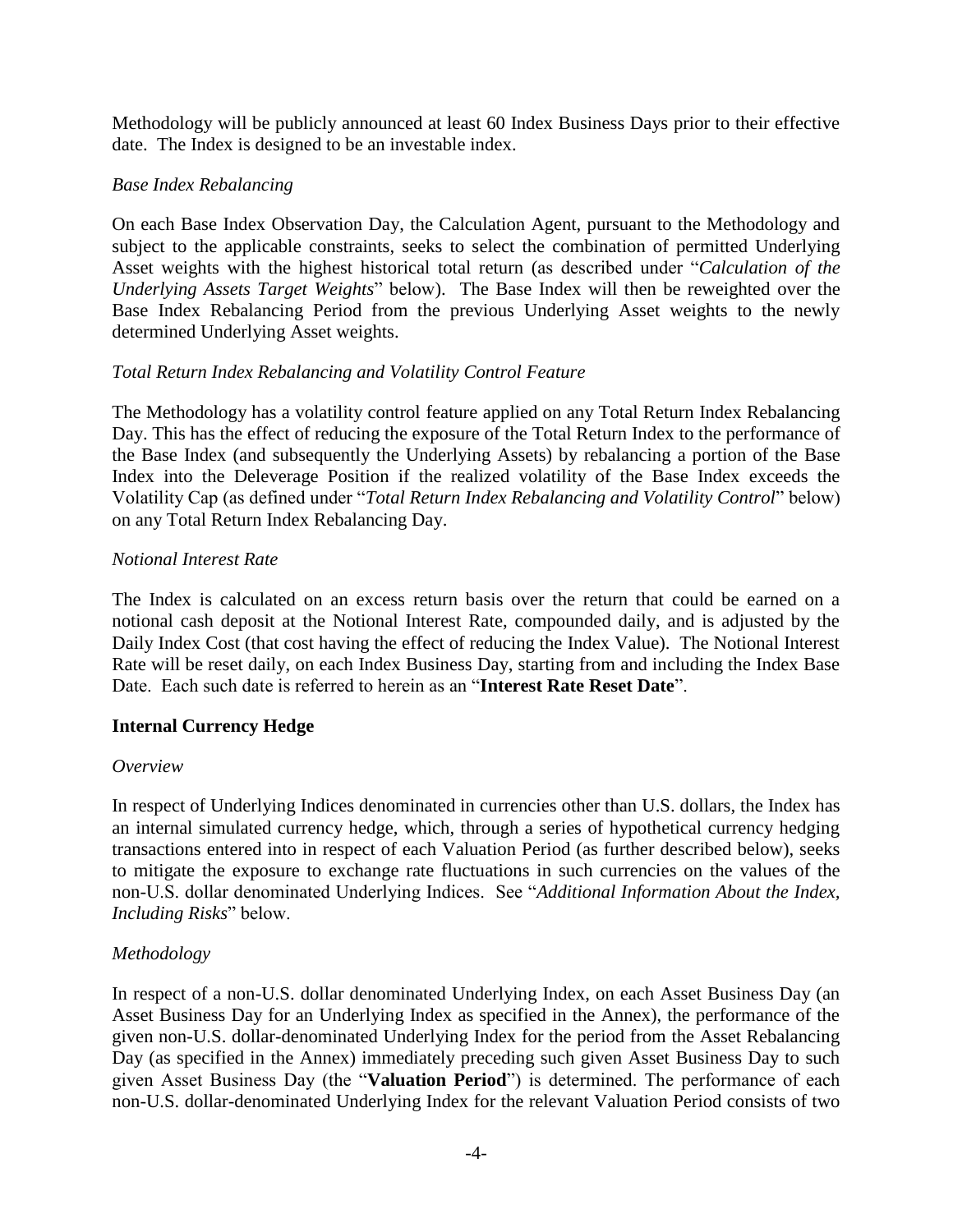Methodology will be publicly announced at least 60 Index Business Days prior to their effective date. The Index is designed to be an investable index.

*Base Index Rebalancing*

On each Base Index Observation Day, the Calculation Agent, pursuant to the Methodology and subject to the applicable constraints, seeks to select the combination of permitted Underlying Asset weights with the highest historical total return (as described under "*Calculation of the Underlying Assets Target Weights*" below). The Base Index will then be reweighted over the Base Index Rebalancing Period from the previous Underlying Asset weights to the newly determined Underlying Asset weights.

*Total Return Index Rebalancing and Volatility Control Feature*

The Methodology has a volatility control feature applied on any Total Return Index Rebalancing Day. This has the effect of reducing the exposure of the Total Return Index to the performance of the Base Index (and subsequently the Underlying Assets) by rebalancing a portion of the Base Index into the Deleverage Position if the realized volatility of the Base Index exceeds the Volatility Cap (as defined under "*Total Return Index Rebalancing and Volatility Control*" below) on any Total Return Index Rebalancing Day.

*Notional Interest Rate*

The Index is calculated on an excess return basis over the return that could be earned on a notional cash deposit at the Notional Interest Rate, compounded daily, and is adjusted by the Daily Index Cost (that cost having the effect of reducing the Index Value). The Notional Interest Rate will be reset daily, on each Index Business Day, starting from and including the Index Base Date. Each such date is referred to herein as an "**Interest Rate Reset Date**".

**Internal Currency Hedge**

*Overview*

In respect of Underlying Indices denominated in currencies other than U.S. dollars, the Index has an internal simulated currency hedge, which, through a series of hypothetical currency hedging transactions entered into in respect of each Valuation Period (as further described below), seeks to mitigate the exposure to exchange rate fluctuations in such currencies on the values of the non-U.S. dollar denominated Underlying Indices. See "*Additional Information About the Index, Including Risks*" below.

*Methodology*

In respect of a non-U.S. dollar denominated Underlying Index, on each Asset Business Day (an Asset Business Day for an Underlying Index as specified in the Annex), the performance of the given non-U.S. dollar-denominated Underlying Index for the period from the Asset Rebalancing Day (as specified in the Annex) immediately preceding such given Asset Business Day to such given Asset Business Day (the "**Valuation Period**") is determined. The performance of each non-U.S. dollar-denominated Underlying Index for the relevant Valuation Period consists of two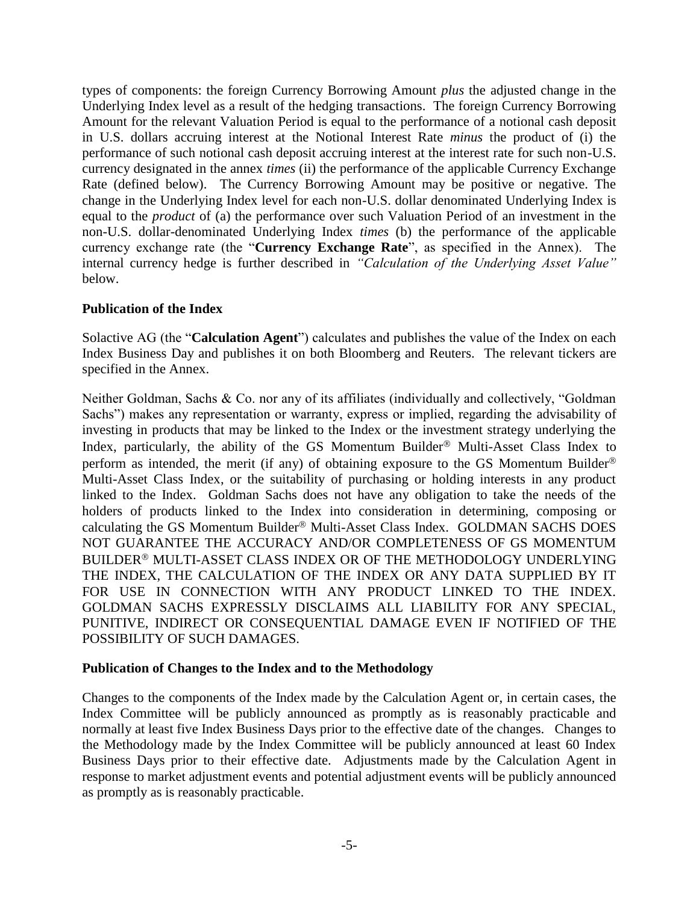types of components: the foreign Currency Borrowing Amount *plus* the adjusted change in the Underlying Index level as a result of the hedging transactions. The foreign Currency Borrowing Amount for the relevant Valuation Period is equal to the performance of a notional cash deposit in U.S. dollars accruing interest at the Notional Interest Rate *minus* the product of (i) the performance of such notional cash deposit accruing interest at the interest rate for such non-U.S. currency designated in the annex *times* (ii) the performance of the applicable Currency Exchange Rate (defined below). The Currency Borrowing Amount may be positive or negative. The change in the Underlying Index level for each non-U.S. dollar denominated Underlying Index is equal to the *product* of (a) the performance over such Valuation Period of an investment in the non-U.S. dollar-denominated Underlying Index *times* (b) the performance of the applicable currency exchange rate (the "**Currency Exchange Rate**", as specified in the Annex). The internal currency hedge is further described in *"Calculation of the Underlying Asset Value"* below.

**Publication of the Index**

Solactive AG (the "**Calculation Agent**") calculates and publishes the value of the Index on each Index Business Day and publishes it on both Bloomberg and Reuters. The relevant tickers are specified in the Annex.

Neither Goldman, Sachs & Co. nor any of its affiliates (individually and collectively, "Goldman Sachs") makes any representation or warranty, express or implied, regarding the advisability of investing in products that may be linked to the Index or the investment strategy underlying the Index, particularly, the ability of the GS Momentum Builder® Multi-Asset Class Index to perform as intended, the merit (if any) of obtaining exposure to the GS Momentum Builder® Multi-Asset Class Index, or the suitability of purchasing or holding interests in any product linked to the Index. Goldman Sachs does not have any obligation to take the needs of the holders of products linked to the Index into consideration in determining, composing or calculating the GS Momentum Builder® Multi-Asset Class Index. GOLDMAN SACHS DOES NOT GUARANTEE THE ACCURACY AND/OR COMPLETENESS OF GS MOMENTUM BUILDER® MULTI-ASSET CLASS INDEX OR OF THE METHODOLOGY UNDERLYING THE INDEX, THE CALCULATION OF THE INDEX OR ANY DATA SUPPLIED BY IT FOR USE IN CONNECTION WITH ANY PRODUCT LINKED TO THE INDEX. GOLDMAN SACHS EXPRESSLY DISCLAIMS ALL LIABILITY FOR ANY SPECIAL, PUNITIVE, INDIRECT OR CONSEQUENTIAL DAMAGE EVEN IF NOTIFIED OF THE POSSIBILITY OF SUCH DAMAGES.

**Publication of Changes to the Index and to the Methodology**

Changes to the components of the Index made by the Calculation Agent or, in certain cases, the Index Committee will be publicly announced as promptly as is reasonably practicable and normally at least five Index Business Days prior to the effective date of the changes. Changes to the Methodology made by the Index Committee will be publicly announced at least 60 Index Business Days prior to their effective date. Adjustments made by the Calculation Agent in response to market adjustment events and potential adjustment events will be publicly announced as promptly as is reasonably practicable.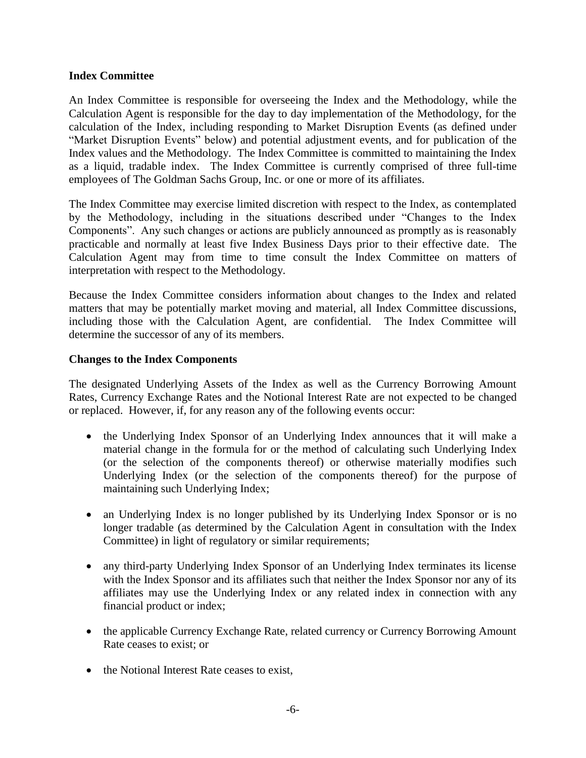**Index Committee**

An Index Committee is responsible for overseeing the Index and the Methodology, while the Calculation Agent is responsible for the day to day implementation of the Methodology, for the calculation of the Index, including responding to Market Disruption Events (as defined under "Market Disruption Events" below) and potential adjustment events, and for publication of the Index values and the Methodology. The Index Committee is committed to maintaining the Index as a liquid, tradable index. The Index Committee is currently comprised of three full-time employees of The Goldman Sachs Group, Inc. or one or more of its affiliates.

The Index Committee may exercise limited discretion with respect to the Index, as contemplated by the Methodology, including in the situations described under "Changes to the Index Components". Any such changes or actions are publicly announced as promptly as is reasonably practicable and normally at least five Index Business Days prior to their effective date. The Calculation Agent may from time to time consult the Index Committee on matters of interpretation with respect to the Methodology.

Because the Index Committee considers information about changes to the Index and related matters that may be potentially market moving and material, all Index Committee discussions, including those with the Calculation Agent, are confidential. The Index Committee will determine the successor of any of its members.

**Changes to the Index Components**

The designated Underlying Assets of the Index as well as the Currency Borrowing Amount Rates, Currency Exchange Rates and the Notional Interest Rate are not expected to be changed or replaced. However, if, for any reason any of the following events occur:

- the Underlying Index Sponsor of an Underlying Index announces that it will make a material change in the formula for or the method of calculating such Underlying Index (or the selection of the components thereof) or otherwise materially modifies such Underlying Index (or the selection of the components thereof) for the purpose of maintaining such Underlying Index;
- an Underlying Index is no longer published by its Underlying Index Sponsor or is no longer tradable (as determined by the Calculation Agent in consultation with the Index Committee) in light of regulatory or similar requirements;
- any third-party Underlying Index Sponsor of an Underlying Index terminates its license with the Index Sponsor and its affiliates such that neither the Index Sponsor nor any of its affiliates may use the Underlying Index or any related index in connection with any financial product or index;
- the applicable Currency Exchange Rate, related currency or Currency Borrowing Amount Rate ceases to exist; or
- the Notional Interest Rate ceases to exist,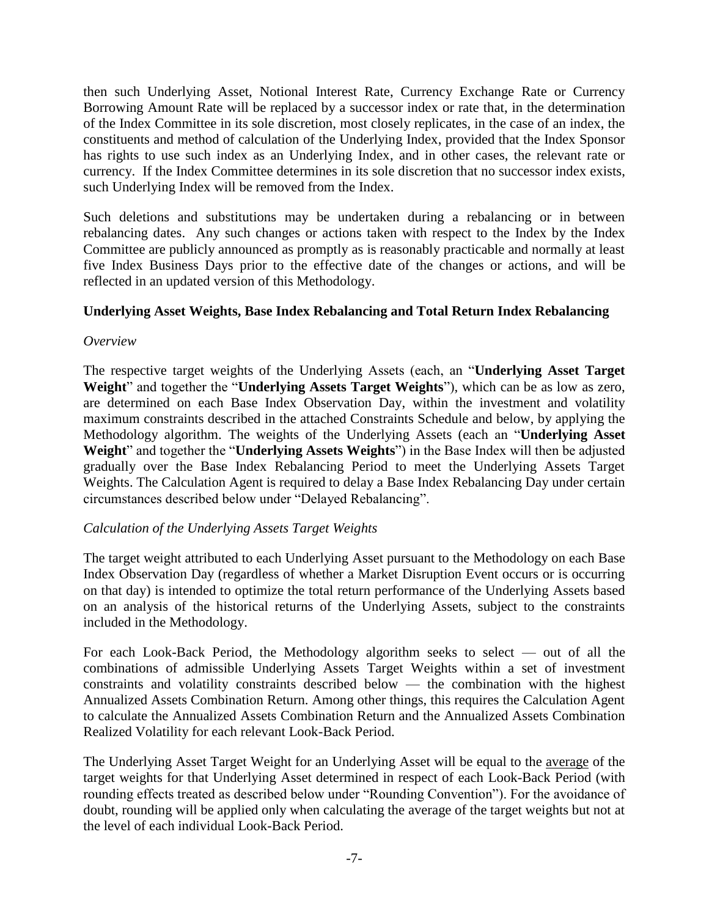then such Underlying Asset, Notional Interest Rate, Currency Exchange Rate or Currency Borrowing Amount Rate will be replaced by a successor index or rate that, in the determination of the Index Committee in its sole discretion, most closely replicates, in the case of an index, the constituents and method of calculation of the Underlying Index, provided that the Index Sponsor has rights to use such index as an Underlying Index, and in other cases, the relevant rate or currency. If the Index Committee determines in its sole discretion that no successor index exists, such Underlying Index will be removed from the Index.

Such deletions and substitutions may be undertaken during a rebalancing or in between rebalancing dates. Any such changes or actions taken with respect to the Index by the Index Committee are publicly announced as promptly as is reasonably practicable and normally at least five Index Business Days prior to the effective date of the changes or actions, and will be reflected in an updated version of this Methodology.

## Underlying Asset Weights, Base Index Rebalancing and Total Return Index Rebalancing

*Overview*

The respective target weights of the Underlying Assets (each, an "**Underlying Asset Target Weight**" and together the "**Underlying Assets Target Weights**"), which can be as low as zero, are determined on each Base Index Observation Day, within the investment and volatility maximum constraints described in the attached Constraints Schedule and below, by applying the Methodology algorithm. The weights of the Underlying Assets (each an "**Underlying Asset Weight**" and together the "**Underlying Assets Weights**") in the Base Index will then be adjusted gradually over the Base Index Rebalancing Period to meet the Underlying Assets Target Weights. The Calculation Agent is required to delay a Base Index Rebalancing Day under certain circumstances described below under "Delayed Rebalancing".

*Calculation of the Underlying Assets Target Weights*

The target weight attributed to each Underlying Asset pursuant to the Methodology on each Base Index Observation Day (regardless of whether a Market Disruption Event occurs or is occurring on that day) is intended to optimize the total return performance of the Underlying Assets based on an analysis of the historical returns of the Underlying Assets, subject to the constraints included in the Methodology.

For each Look-Back Period, the Methodology algorithm seeks to select — out of all the combinations of admissible Underlying Assets Target Weights within a set of investment constraints and volatility constraints described below — the combination with the highest Annualized Assets Combination Return. Among other things, this requires the Calculation Agent to calculate the Annualized Assets Combination Return and the Annualized Assets Combination Realized Volatility for each relevant Look-Back Period.

The Underlying Asset Target Weight for an Underlying Asset will be equal to the average of the target weights for that Underlying Asset determined in respect of each Look-Back Period (with rounding effects treated as described below under "Rounding Convention"). For the avoidance of doubt, rounding will be applied only when calculating the average of the target weights but not at the level of each individual Look-Back Period.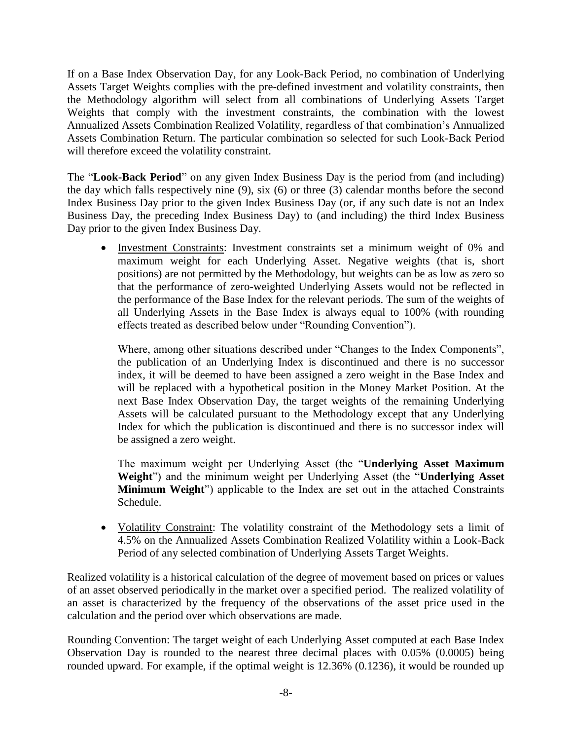If on a Base Index Observation Day, for any Look-Back Period, no combination of Underlying Assets Target Weights complies with the pre-defined investment and volatility constraints, then the Methodology algorithm will select from all combinations of Underlying Assets Target Weights that comply with the investment constraints, the combination with the lowest Annualized Assets Combination Realized Volatility, regardless of that combination's Annualized Assets Combination Return. The particular combination so selected for such Look-Back Period will therefore exceed the volatility constraint.

The "**Look-Back Period**" on any given Index Business Day is the period from (and including) the day which falls respectively nine (9), six (6) or three (3) calendar months before the second Index Business Day prior to the given Index Business Day (or, if any such date is not an Index Business Day, the preceding Index Business Day) to (and including) the third Index Business Day prior to the given Index Business Day.

- Investment Constraints: Investment constraints set a minimum weight of 0% and maximum weight for each Underlying Asset. Negative weights (that is, short positions) are not permitted by the Methodology, but weights can be as low as zero so that the performance of zero-weighted Underlying Assets would not be reflected in the performance of the Base Index for the relevant periods. The sum of the weights of all Underlying Assets in the Base Index is always equal to 100% (with rounding effects treated as described below under "Rounding Convention").

  Where, among other situations described under "Changes to the Index Components", the publication of an Underlying Index is discontinued and there is no successor index, it will be deemed to have been assigned a zero weight in the Base Index and will be replaced with a hypothetical position in the Money Market Position. At the next Base Index Observation Day, the target weights of the remaining Underlying Assets will be calculated pursuant to the Methodology except that any Underlying Index for which the publication is discontinued and there is no successor index will be assigned a zero weight.

  The maximum weight per Underlying Asset (the "**Underlying Asset Maximum Weight**") and the minimum weight per Underlying Asset (the "**Underlying Asset Minimum Weight**") applicable to the Index are set out in the attached Constraints Schedule.

- Volatility Constraint: The volatility constraint of the Methodology sets a limit of 4.5% on the Annualized Assets Combination Realized Volatility within a Look-Back Period of any selected combination of Underlying Assets Target Weights.

Realized volatility is a historical calculation of the degree of movement based on prices or values of an asset observed periodically in the market over a specified period. The realized volatility of an asset is characterized by the frequency of the observations of the asset price used in the calculation and the period over which observations are made.

Rounding Convention: The target weight of each Underlying Asset computed at each Base Index Observation Day is rounded to the nearest three decimal places with 0.05% (0.0005) being rounded upward. For example, if the optimal weight is 12.36% (0.1236), it would be rounded up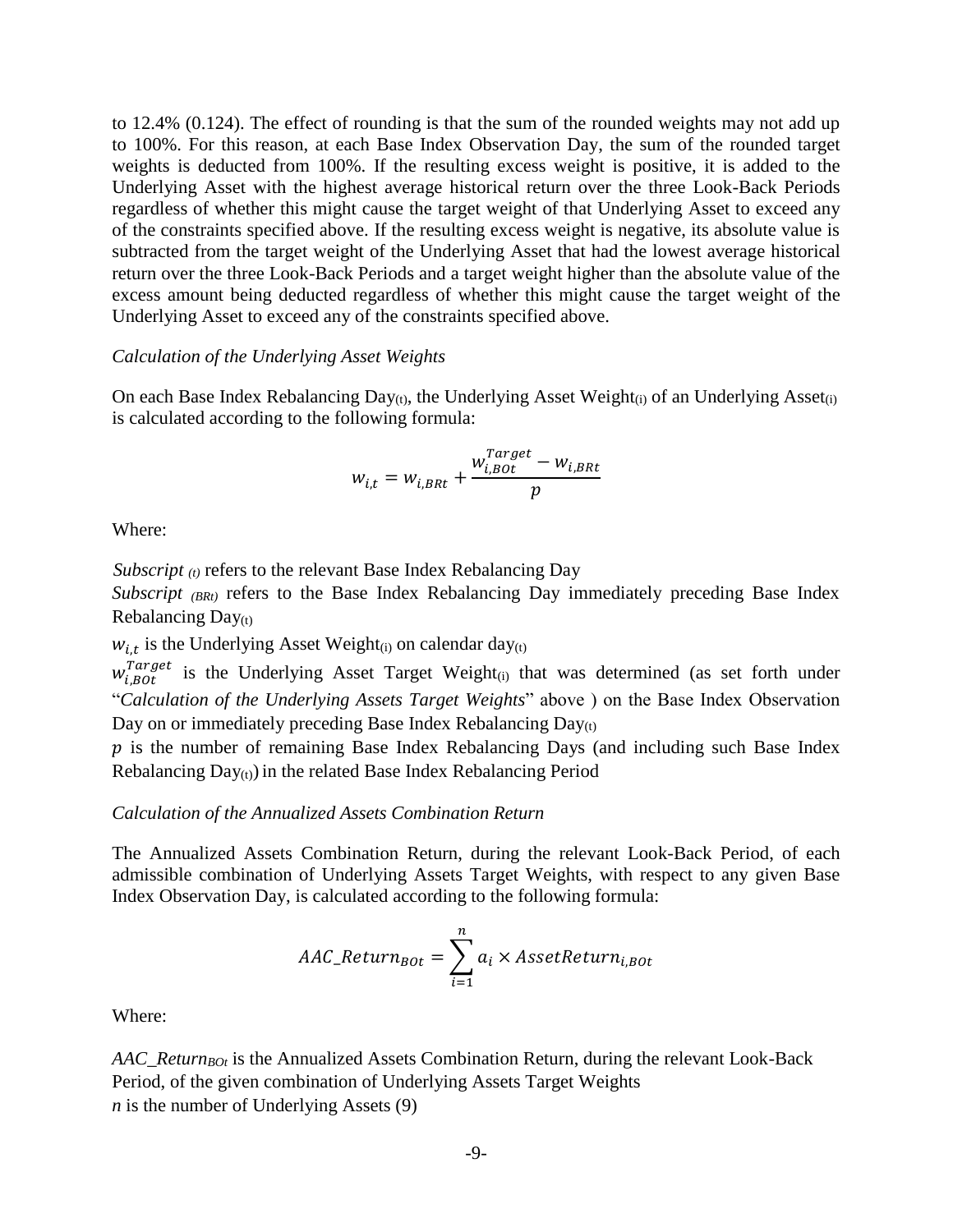to 12.4% (0.124). The effect of rounding is that the sum of the rounded weights may not add up to 100%. For this reason, at each Base Index Observation Day, the sum of the rounded target weights is deducted from 100%. If the resulting excess weight is positive, it is added to the Underlying Asset with the highest average historical return over the three Look-Back Periods regardless of whether this might cause the target weight of that Underlying Asset to exceed any of the constraints specified above. If the resulting excess weight is negative, its absolute value is subtracted from the target weight of the Underlying Asset that had the lowest average historical return over the three Look-Back Periods and a target weight higher than the absolute value of the excess amount being deducted regardless of whether this might cause the target weight of the Underlying Asset to exceed any of the constraints specified above.

*Calculation of the Underlying Asset Weights*

On each Base Index Rebalancing Day$_{(t)}$, the Underlying Asset Weight$_{(i)}$ of an Underlying Asset$_{(i)}$ is calculated according to the following formula:

$$w_{i,t} = w_{i,BRt} + \frac{w_{i,BOt}^{Target} - w_{i,BRt}}{p}$$

Where:

*Subscript $_{(t)}$* refers to the relevant Base Index Rebalancing Day

*Subscript $_{(BRt)}$* refers to the Base Index Rebalancing Day immediately preceding Base Index Rebalancing Day$_{(t)}$

$w_{i,t}$ is the Underlying Asset Weight$_{(i)}$ on calendar day$_{(t)}$

$w_{i,BOt}^{Target}$ is the Underlying Asset Target Weight$_{(i)}$ that was determined (as set forth under "*Calculation of the Underlying Assets Target Weights*" above ) on the Base Index Observation Day on or immediately preceding Base Index Rebalancing Day$_{(t)}$

$p$ is the number of remaining Base Index Rebalancing Days (and including such Base Index Rebalancing Day$_{(t)}$) in the related Base Index Rebalancing Period

*Calculation of the Annualized Assets Combination Return*

The Annualized Assets Combination Return, during the relevant Look-Back Period, of each admissible combination of Underlying Assets Target Weights, with respect to any given Base Index Observation Day, is calculated according to the following formula:

$$AAC\_Return_{BOt} = \sum_{i=1}^{n} a_i \times AssetReturn_{i,BOt}$$

Where:

*$AAC\_Return_{BOt}$* is the Annualized Assets Combination Return, during the relevant Look-Back Period, of the given combination of Underlying Assets Target Weights

*$n$* is the number of Underlying Assets (9)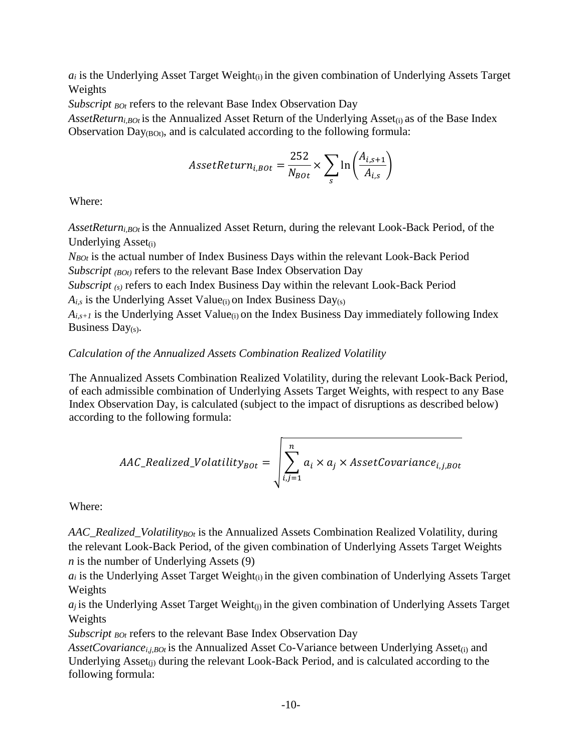$a_i$ is the Underlying Asset Target Weight$_{(i)}$ in the given combination of Underlying Assets Target Weights

*Subscript* $_{BOt}$ refers to the relevant Base Index Observation Day

$AssetReturn_{i,BOt}$ is the Annualized Asset Return of the Underlying Asset$_{(i)}$ as of the Base Index Observation Day$_{(BOt)}$, and is calculated according to the following formula:

$$AssetReturn_{i,BOt} = \frac{252}{N_{BOt}} \times \sum_{s} \ln\left(\frac{A_{i,s+1}}{A_{i,s}}\right)$$

Where:

$AssetReturn_{i,BOt}$ is the Annualized Asset Return, during the relevant Look-Back Period, of the Underlying Asset$_{(i)}$

$N_{BOt}$ is the actual number of Index Business Days within the relevant Look-Back Period

*Subscript* $_{(BOt)}$ refers to the relevant Base Index Observation Day

*Subscript* $_{(s)}$ refers to each Index Business Day within the relevant Look-Back Period

$A_{i,s}$ is the Underlying Asset Value$_{(i)}$ on Index Business Day$_{(s)}$

$A_{i,s+1}$ is the Underlying Asset Value$_{(i)}$ on the Index Business Day immediately following Index Business Day$_{(s)}$.

*Calculation of the Annualized Assets Combination Realized Volatility*

The Annualized Assets Combination Realized Volatility, during the relevant Look-Back Period, of each admissible combination of Underlying Assets Target Weights, with respect to any Base Index Observation Day, is calculated (subject to the impact of disruptions as described below) according to the following formula:

$$AAC\_Realized\_Volatility_{BOt} = \sqrt{\sum_{i,j=1}^{n} a_i \times a_j \times AssetCovariance_{i,j,BOt}}$$

Where:

$AAC\_Realized\_Volatility_{BOt}$ is the Annualized Assets Combination Realized Volatility, during the relevant Look-Back Period, of the given combination of Underlying Assets Target Weights

$n$ is the number of Underlying Assets (9)

$a_i$ is the Underlying Asset Target Weight$_{(i)}$ in the given combination of Underlying Assets Target Weights

$a_j$ is the Underlying Asset Target Weight$_{(j)}$ in the given combination of Underlying Assets Target Weights

*Subscript* $_{BOt}$ refers to the relevant Base Index Observation Day

$AssetCovariance_{i,j,BOt}$ is the Annualized Asset Co-Variance between Underlying Asset$_{(i)}$ and Underlying Asset$_{(j)}$ during the relevant Look-Back Period, and is calculated according to the following formula: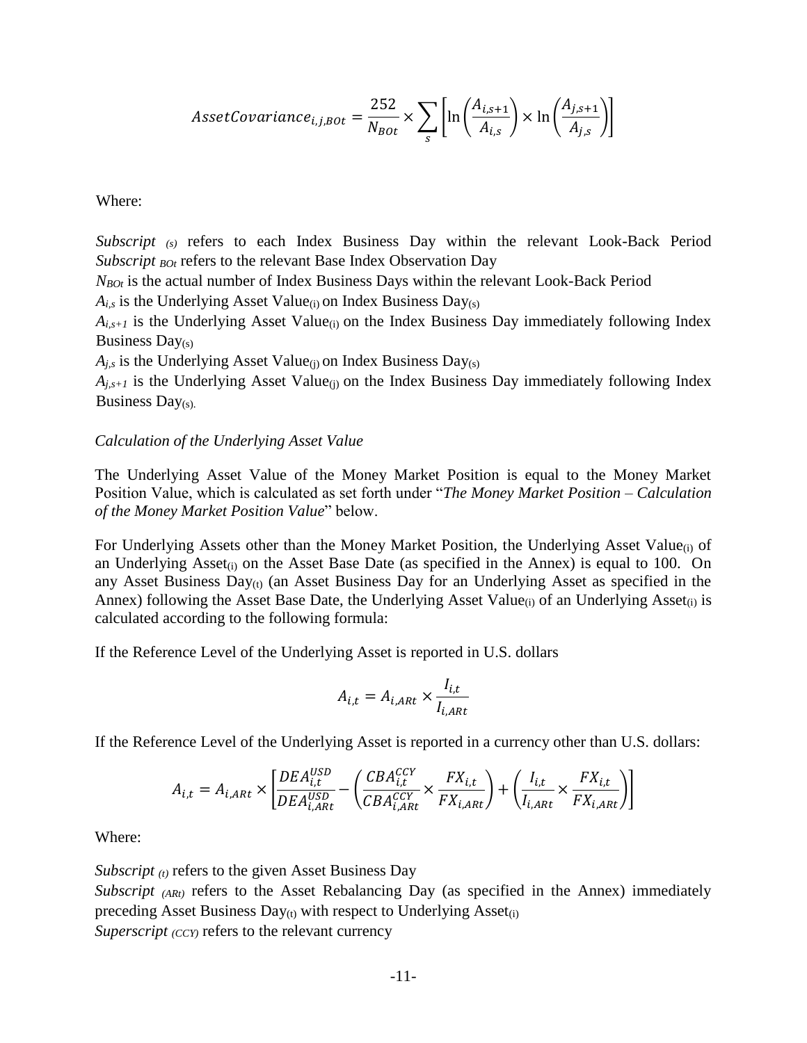$$AssetCovariance_{i,j,BOt} = \frac{252}{N_{BOt}} \times \sum_{s} \left[ \ln\left(\frac{A_{i,s+1}}{A_{i,s}}\right) \times \ln\left(\frac{A_{j,s+1}}{A_{j,s}}\right) \right]$$

Where:

*Subscript* $_{(s)}$ refers to each Index Business Day within the relevant Look-Back Period
*Subscript* $_{BOt}$ refers to the relevant Base Index Observation Day
$N_{BOt}$ is the actual number of Index Business Days within the relevant Look-Back Period
$A_{i,s}$ is the Underlying Asset Value$_{(i)}$ on Index Business Day$_{(s)}$
$A_{i,s+1}$ is the Underlying Asset Value$_{(i)}$ on the Index Business Day immediately following Index Business Day$_{(s)}$
$A_{j,s}$ is the Underlying Asset Value$_{(j)}$ on Index Business Day$_{(s)}$
$A_{j,s+1}$ is the Underlying Asset Value$_{(j)}$ on the Index Business Day immediately following Index Business Day$_{(s)}$.

*Calculation of the Underlying Asset Value*

The Underlying Asset Value of the Money Market Position is equal to the Money Market Position Value, which is calculated as set forth under "*The Money Market Position – Calculation of the Money Market Position Value*" below.

For Underlying Assets other than the Money Market Position, the Underlying Asset Value$_{(i)}$ of an Underlying Asset$_{(i)}$ on the Asset Base Date (as specified in the Annex) is equal to 100. On any Asset Business Day$_{(t)}$ (an Asset Business Day for an Underlying Asset as specified in the Annex) following the Asset Base Date, the Underlying Asset Value$_{(i)}$ of an Underlying Asset$_{(i)}$ is calculated according to the following formula:

If the Reference Level of the Underlying Asset is reported in U.S. dollars

$$A_{i,t} = A_{i,ARt} \times \frac{I_{i,t}}{I_{i,ARt}}$$

If the Reference Level of the Underlying Asset is reported in a currency other than U.S. dollars:

$$A_{i,t} = A_{i,ARt} \times \left[ \frac{DEA_{i,t}^{USD}}{DEA_{i,ARt}^{USD}} - \left( \frac{CBA_{i,t}^{CCY}}{CBA_{i,ARt}^{CCY}} \times \frac{FX_{i,t}}{FX_{i,ARt}} \right) + \left( \frac{I_{i,t}}{I_{i,ARt}} \times \frac{FX_{i,t}}{FX_{i,ARt}} \right) \right]$$

Where:

*Subscript* $_{(t)}$ refers to the given Asset Business Day
*Subscript* $_{(ARt)}$ refers to the Asset Rebalancing Day (as specified in the Annex) immediately preceding Asset Business Day$_{(t)}$ with respect to Underlying Asset$_{(i)}$
*Superscript* $_{(CCY)}$ refers to the relevant currency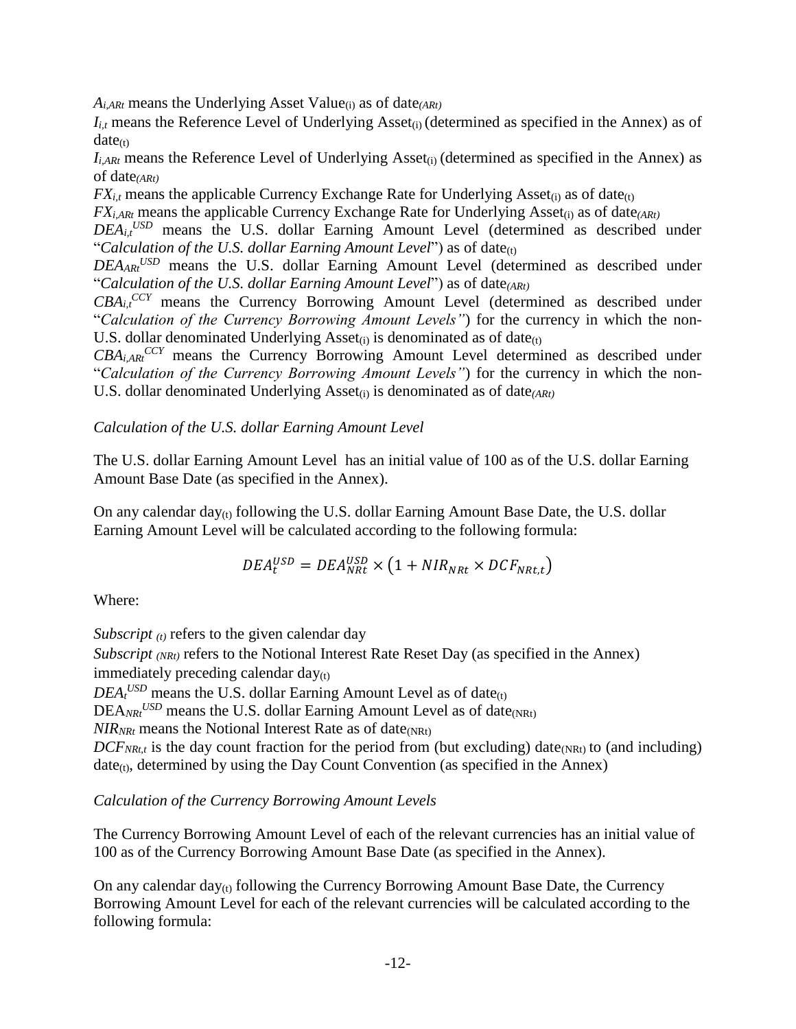$A_{i,ARt}$ means the Underlying Asset Value$_{(i)}$ as of date$_{(ARt)}$

$I_{i,t}$ means the Reference Level of Underlying Asset$_{(i)}$ (determined as specified in the Annex) as of date$_{(t)}$

$I_{i,ARt}$ means the Reference Level of Underlying Asset$_{(i)}$ (determined as specified in the Annex) as of date$_{(ARt)}$

$FX_{i,t}$ means the applicable Currency Exchange Rate for Underlying Asset$_{(i)}$ as of date$_{(t)}$

$FX_{i,ARt}$ means the applicable Currency Exchange Rate for Underlying Asset$_{(i)}$ as of date$_{(ARt)}$

$DEA_{i,t}^{USD}$ means the U.S. dollar Earning Amount Level (determined as described under "*Calculation of the U.S. dollar Earning Amount Level*") as of date$_{(t)}$

$DEA_{ARt}^{USD}$ means the U.S. dollar Earning Amount Level (determined as described under "*Calculation of the U.S. dollar Earning Amount Level*") as of date$_{(ARt)}$

$CBA_{i,t}^{CCY}$ means the Currency Borrowing Amount Level (determined as described under "*Calculation of the Currency Borrowing Amount Levels"*) for the currency in which the non-U.S. dollar denominated Underlying Asset$_{(i)}$ is denominated as of date$_{(t)}$

$CBA_{i,ARt}^{CCY}$ means the Currency Borrowing Amount Level determined as described under "*Calculation of the Currency Borrowing Amount Levels"*) for the currency in which the non-U.S. dollar denominated Underlying Asset$_{(i)}$ is denominated as of date$_{(ARt)}$

*Calculation of the U.S. dollar Earning Amount Level*

The U.S. dollar Earning Amount Level has an initial value of 100 as of the U.S. dollar Earning Amount Base Date (as specified in the Annex).

On any calendar day$_{(t)}$ following the U.S. dollar Earning Amount Base Date, the U.S. dollar Earning Amount Level will be calculated according to the following formula:

$$DEA_{t}^{USD} = DEA_{NRt}^{USD} \times \left(1 + NIR_{NRt} \times DCF_{NRt,t}\right)$$

Where:

*Subscript $_{(t)}$* refers to the given calendar day

*Subscript $_{(NRt)}$* refers to the Notional Interest Rate Reset Day (as specified in the Annex) immediately preceding calendar day$_{(t)}$

$DEA_{t}^{USD}$ means the U.S. dollar Earning Amount Level as of date$_{(t)}$

$DEA_{NRt}^{USD}$ means the U.S. dollar Earning Amount Level as of date$_{(NRt)}$

$NIR_{NRt}$ means the Notional Interest Rate as of date$_{(NRt)}$

$DCF_{NRt,t}$ is the day count fraction for the period from (but excluding) date$_{(NRt)}$ to (and including) date$_{(t)}$, determined by using the Day Count Convention (as specified in the Annex)

*Calculation of the Currency Borrowing Amount Levels*

The Currency Borrowing Amount Level of each of the relevant currencies has an initial value of 100 as of the Currency Borrowing Amount Base Date (as specified in the Annex).

On any calendar day$_{(t)}$ following the Currency Borrowing Amount Base Date, the Currency Borrowing Amount Level for each of the relevant currencies will be calculated according to the following formula: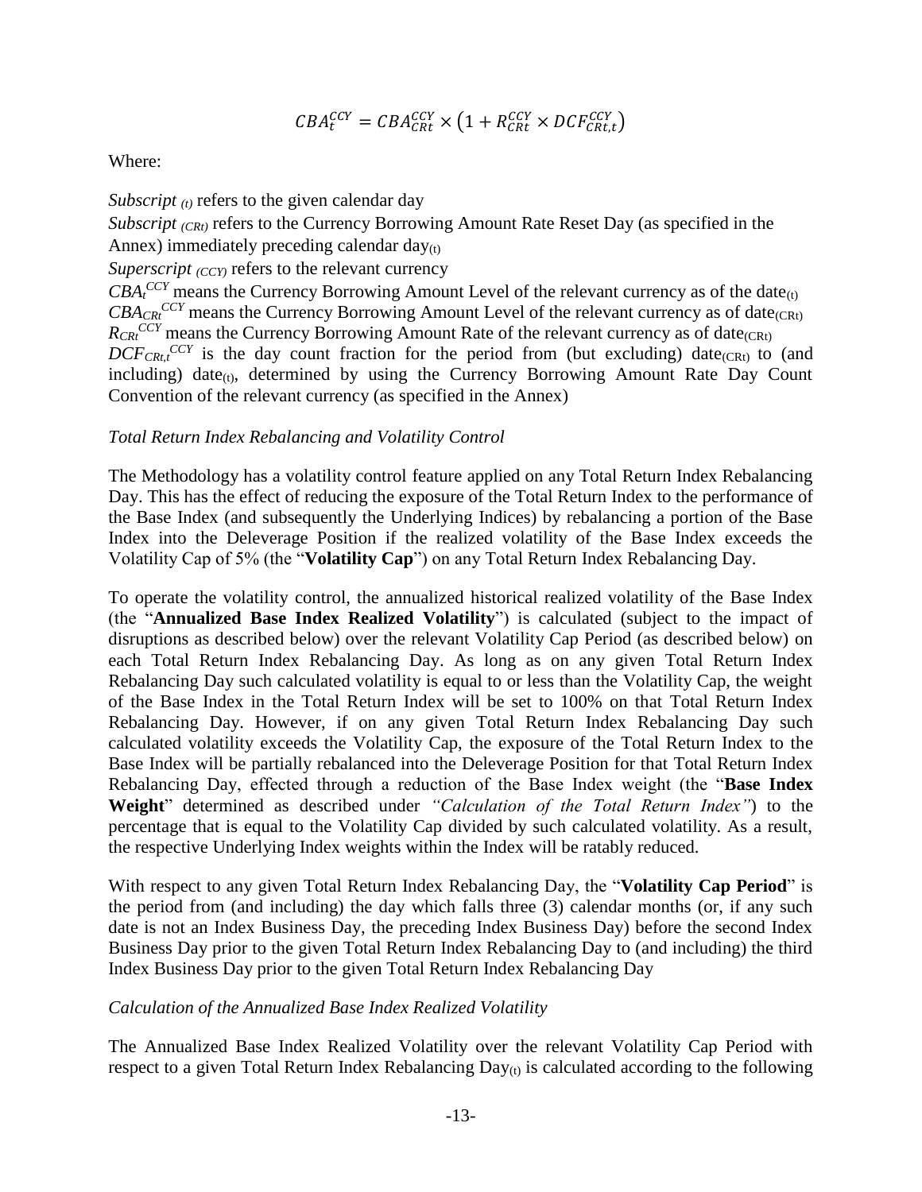$$CBA_t^{CCY} = CBA_{CRt}^{CCY} \times \left(1 + R_{CRt}^{CCY} \times DCF_{CRt,t}^{CCY}\right)$$

Where:

*Subscript* $_{(t)}$ refers to the given calendar day

*Subscript* $_{(CRt)}$ refers to the Currency Borrowing Amount Rate Reset Day (as specified in the Annex) immediately preceding calendar $\text{day}_{(t)}$

*Superscript* $_{(CCY)}$ refers to the relevant currency

$CBA_t^{CCY}$ means the Currency Borrowing Amount Level of the relevant currency as of the $\text{date}_{(t)}$

$CBA_{CRt}^{CCY}$ means the Currency Borrowing Amount Level of the relevant currency as of $\text{date}_{(CRt)}$

$R_{CRt}^{CCY}$ means the Currency Borrowing Amount Rate of the relevant currency as of $\text{date}_{(CRt)}$

$DCF_{CRt,t}^{CCY}$ is the day count fraction for the period from (but excluding) $\text{date}_{(CRt)}$ to (and including) $\text{date}_{(t)}$, determined by using the Currency Borrowing Amount Rate Day Count Convention of the relevant currency (as specified in the Annex)

*Total Return Index Rebalancing and Volatility Control*

The Methodology has a volatility control feature applied on any Total Return Index Rebalancing Day. This has the effect of reducing the exposure of the Total Return Index to the performance of the Base Index (and subsequently the Underlying Indices) by rebalancing a portion of the Base Index into the Deleverage Position if the realized volatility of the Base Index exceeds the Volatility Cap of 5% (the "**Volatility Cap**") on any Total Return Index Rebalancing Day.

To operate the volatility control, the annualized historical realized volatility of the Base Index (the "**Annualized Base Index Realized Volatility**") is calculated (subject to the impact of disruptions as described below) over the relevant Volatility Cap Period (as described below) on each Total Return Index Rebalancing Day. As long as on any given Total Return Index Rebalancing Day such calculated volatility is equal to or less than the Volatility Cap, the weight of the Base Index in the Total Return Index will be set to 100% on that Total Return Index Rebalancing Day. However, if on any given Total Return Index Rebalancing Day such calculated volatility exceeds the Volatility Cap, the exposure of the Total Return Index to the Base Index will be partially rebalanced into the Deleverage Position for that Total Return Index Rebalancing Day, effected through a reduction of the Base Index weight (the "**Base Index Weight**" determined as described under *"Calculation of the Total Return Index"*) to the percentage that is equal to the Volatility Cap divided by such calculated volatility. As a result, the respective Underlying Index weights within the Index will be ratably reduced.

With respect to any given Total Return Index Rebalancing Day, the "**Volatility Cap Period**" is the period from (and including) the day which falls three (3) calendar months (or, if any such date is not an Index Business Day, the preceding Index Business Day) before the second Index Business Day prior to the given Total Return Index Rebalancing Day to (and including) the third Index Business Day prior to the given Total Return Index Rebalancing Day

*Calculation of the Annualized Base Index Realized Volatility*

The Annualized Base Index Realized Volatility over the relevant Volatility Cap Period with respect to a given Total Return Index Rebalancing $\text{Day}_{(t)}$ is calculated according to the following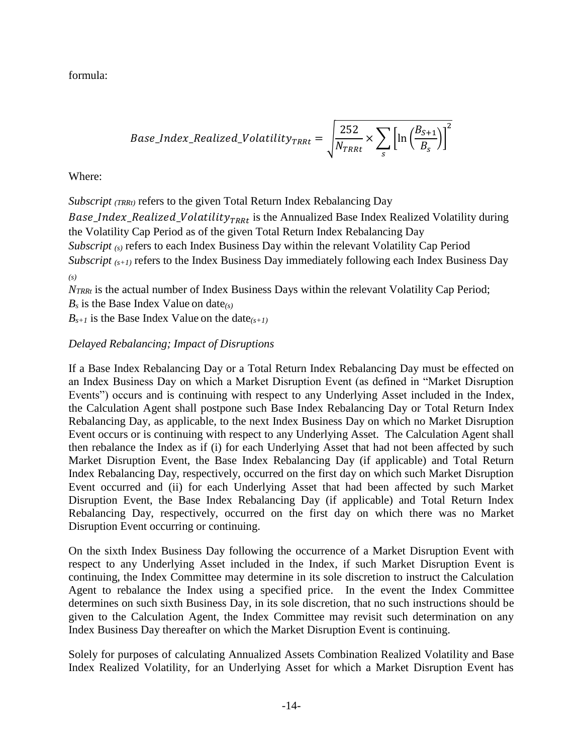formula:

$$Base\_Index\_Realized\_Volatility_{TRRt} = \sqrt{\frac{252}{N_{TRRt}} \times \sum_{s} \left[ \ln \left( \frac{B_{S+1}}{B_s} \right) \right]^2}$$

Where:

*Subscript* $_{(TRRt)}$ refers to the given Total Return Index Rebalancing Day
$Base\_Index\_Realized\_Volatility_{TRRt}$ is the Annualized Base Index Realized Volatility during the Volatility Cap Period as of the given Total Return Index Rebalancing Day
*Subscript* $_{(s)}$ refers to each Index Business Day within the relevant Volatility Cap Period
*Subscript* $_{(s+1)}$ refers to the Index Business Day immediately following each Index Business Day $_{(s)}$
$N_{TRRt}$ is the actual number of Index Business Days within the relevant Volatility Cap Period;
$B_s$ is the Base Index Value on date$_{(s)}$
$B_{s+1}$ is the Base Index Value on the date$_{(s+1)}$

*Delayed Rebalancing; Impact of Disruptions*

If a Base Index Rebalancing Day or a Total Return Index Rebalancing Day must be effected on an Index Business Day on which a Market Disruption Event (as defined in "Market Disruption Events") occurs and is continuing with respect to any Underlying Asset included in the Index, the Calculation Agent shall postpone such Base Index Rebalancing Day or Total Return Index Rebalancing Day, as applicable, to the next Index Business Day on which no Market Disruption Event occurs or is continuing with respect to any Underlying Asset. The Calculation Agent shall then rebalance the Index as if (i) for each Underlying Asset that had not been affected by such Market Disruption Event, the Base Index Rebalancing Day (if applicable) and Total Return Index Rebalancing Day, respectively, occurred on the first day on which such Market Disruption Event occurred and (ii) for each Underlying Asset that had been affected by such Market Disruption Event, the Base Index Rebalancing Day (if applicable) and Total Return Index Rebalancing Day, respectively, occurred on the first day on which there was no Market Disruption Event occurring or continuing.

On the sixth Index Business Day following the occurrence of a Market Disruption Event with respect to any Underlying Asset included in the Index, if such Market Disruption Event is continuing, the Index Committee may determine in its sole discretion to instruct the Calculation Agent to rebalance the Index using a specified price. In the event the Index Committee determines on such sixth Business Day, in its sole discretion, that no such instructions should be given to the Calculation Agent, the Index Committee may revisit such determination on any Index Business Day thereafter on which the Market Disruption Event is continuing.

Solely for purposes of calculating Annualized Assets Combination Realized Volatility and Base Index Realized Volatility, for an Underlying Asset for which a Market Disruption Event has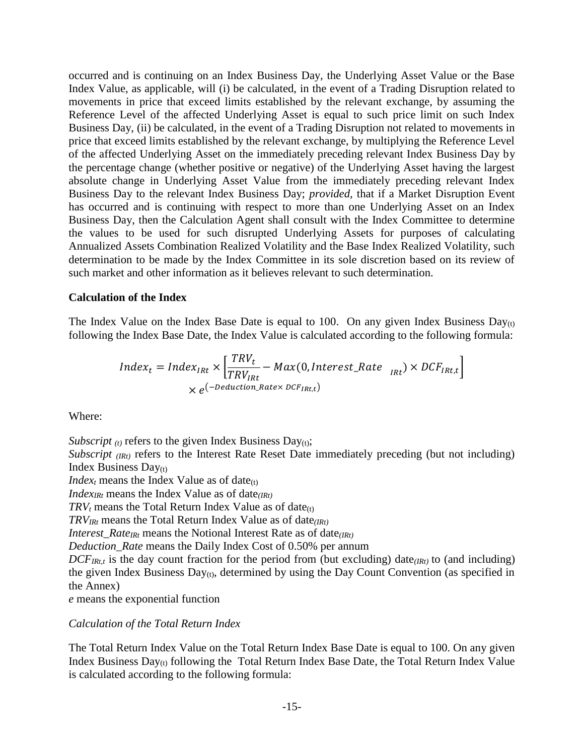occurred and is continuing on an Index Business Day, the Underlying Asset Value or the Base Index Value, as applicable, will (i) be calculated, in the event of a Trading Disruption related to movements in price that exceed limits established by the relevant exchange, by assuming the Reference Level of the affected Underlying Asset is equal to such price limit on such Index Business Day, (ii) be calculated, in the event of a Trading Disruption not related to movements in price that exceed limits established by the relevant exchange, by multiplying the Reference Level of the affected Underlying Asset on the immediately preceding relevant Index Business Day by the percentage change (whether positive or negative) of the Underlying Asset having the largest absolute change in Underlying Asset Value from the immediately preceding relevant Index Business Day to the relevant Index Business Day; *provided*, that if a Market Disruption Event has occurred and is continuing with respect to more than one Underlying Asset on an Index Business Day, then the Calculation Agent shall consult with the Index Committee to determine the values to be used for such disrupted Underlying Assets for purposes of calculating Annualized Assets Combination Realized Volatility and the Base Index Realized Volatility, such determination to be made by the Index Committee in its sole discretion based on its review of such market and other information as it believes relevant to such determination.

**Calculation of the Index**

The Index Value on the Index Base Date is equal to 100. On any given Index Business Day$_{(t)}$ following the Index Base Date, the Index Value is calculated according to the following formula:

$$Index_t = Index_{IRt} \times \left[\frac{TRV_t}{TRV_{IRt}} - Max(0, Interest\_Rate_{\ IRt}) \times DCF_{IRt,t}\right] \times e^{(-Deduction\_Rate \times DCF_{IRt,t})}$$

Where:

*Subscript* $_{(t)}$ refers to the given Index Business Day$_{(t)}$;
*Subscript* $_{(IRt)}$ refers to the Interest Rate Reset Date immediately preceding (but not including) Index Business Day$_{(t)}$
$Index_t$ means the Index Value as of date$_{(t)}$
$Index_{IRt}$ means the Index Value as of date$_{(IRt)}$
$TRV_t$ means the Total Return Index Value as of date$_{(t)}$
$TRV_{IRt}$ means the Total Return Index Value as of date$_{(IRt)}$
$Interest\_Rate_{IRt}$ means the Notional Interest Rate as of date$_{(IRt)}$
*Deduction_Rate* means the Daily Index Cost of 0.50% per annum
$DCF_{IRt,t}$ is the day count fraction for the period from (but excluding) date$_{(IRt)}$ to (and including) the given Index Business Day$_{(t)}$, determined by using the Day Count Convention (as specified in the Annex)
*e* means the exponential function

*Calculation of the Total Return Index*

The Total Return Index Value on the Total Return Index Base Date is equal to 100. On any given Index Business Day$_{(t)}$ following the Total Return Index Base Date, the Total Return Index Value is calculated according to the following formula: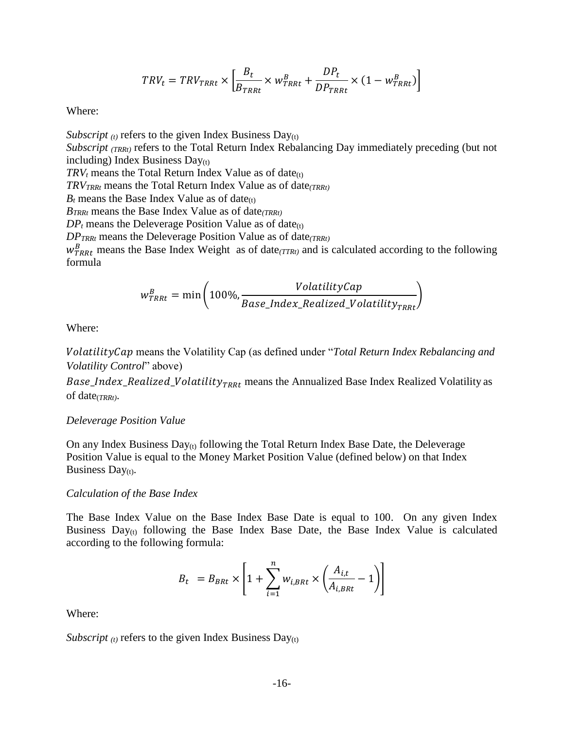$$TRV_t = TRV_{TRRt} \times \left[\frac{B_t}{B_{TRRt}} \times w^B_{TRRt} + \frac{DP_t}{DP_{TRRt}} \times (1 - w^B_{TRRt})\right]$$

Where:

*Subscript* $_{(t)}$ refers to the given Index Business Day$_{(t)}$

*Subscript* $_{(TRRt)}$ refers to the Total Return Index Rebalancing Day immediately preceding (but not including) Index Business Day$_{(t)}$

$TRV_t$ means the Total Return Index Value as of date$_{(t)}$

$TRV_{TRRt}$ means the Total Return Index Value as of date$_{(TRRt)}$

$B_t$ means the Base Index Value as of date$_{(t)}$

$B_{TRRt}$ means the Base Index Value as of date$_{(TRRt)}$

$DP_t$ means the Deleverage Position Value as of date$_{(t)}$

$DP_{TRRt}$ means the Deleverage Position Value as of date$_{(TRRt)}$

$w^B_{TRRt}$ means the Base Index Weight as of date$_{(TTRt)}$ and is calculated according to the following formula

$$w^B_{TRRt} = \min\left(100\%, \frac{VolatilityCap}{Base\_Index\_Realized\_Volatility_{TRRt}}\right)$$

Where:

$VolatilityCap$ means the Volatility Cap (as defined under "*Total Return Index Rebalancing and Volatility Control*" above)

$Base\_Index\_Realized\_Volatility_{TRRt}$ means the Annualized Base Index Realized Volatility as of date$_{(TRRt)}$.

*Deleverage Position Value*

On any Index Business Day$_{(t)}$ following the Total Return Index Base Date, the Deleverage Position Value is equal to the Money Market Position Value (defined below) on that Index Business Day$_{(t)}$.

*Calculation of the Base Index*

The Base Index Value on the Base Index Base Date is equal to 100. On any given Index Business Day$_{(t)}$ following the Base Index Base Date, the Base Index Value is calculated according to the following formula:

$$B_t = B_{BRt} \times \left[1 + \sum_{i=1}^{n} w_{i,BRt} \times \left(\frac{A_{i,t}}{A_{i,BRt}} - 1\right)\right]$$

Where:

*Subscript* $_{(t)}$ refers to the given Index Business Day$_{(t)}$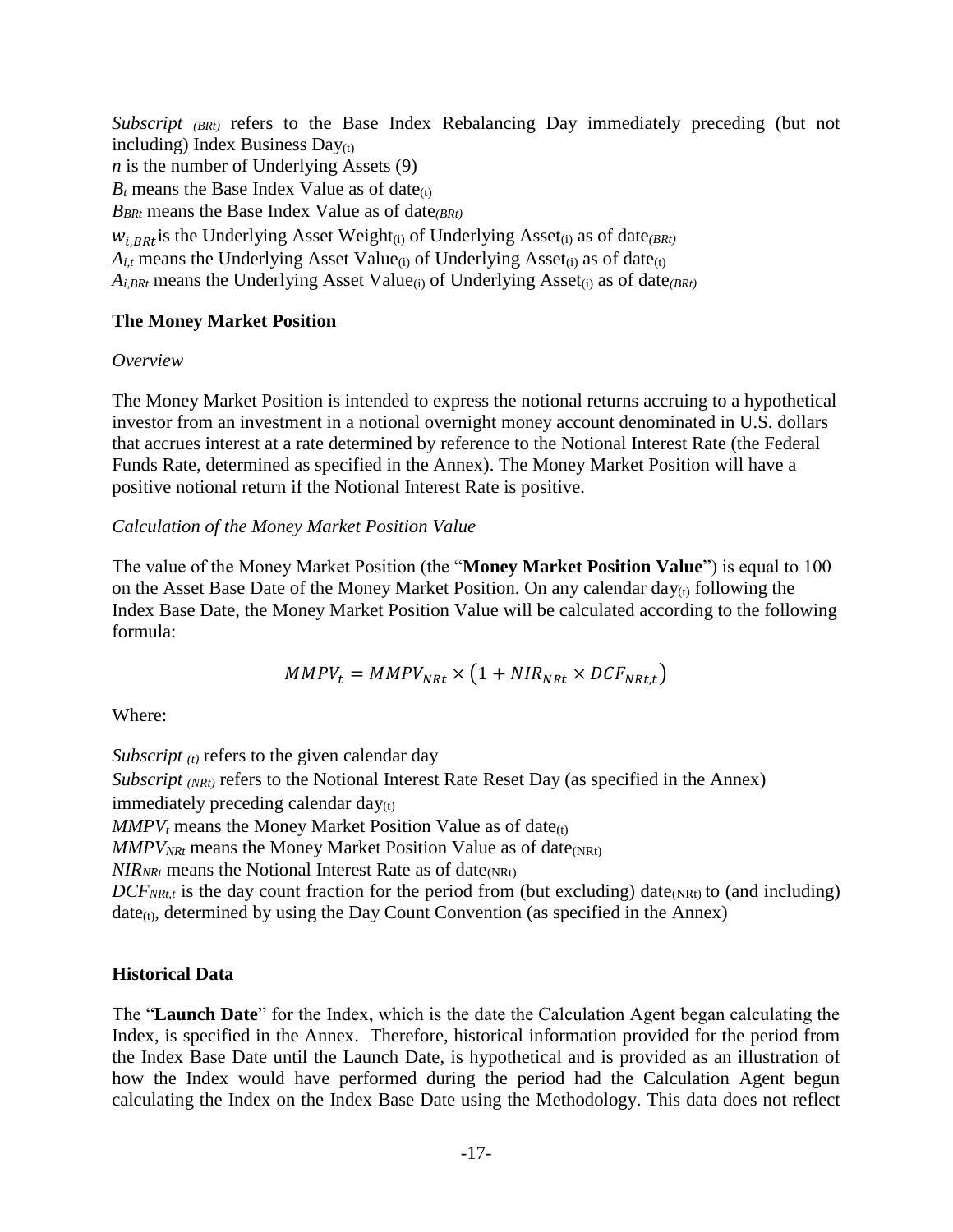*Subscript* $_{(BRt)}$ refers to the Base Index Rebalancing Day immediately preceding (but not including) Index Business Day$_{(t)}$

$n$ is the number of Underlying Assets (9)

$B_t$ means the Base Index Value as of date$_{(t)}$

$B_{BRt}$ means the Base Index Value as of date$_{(BRt)}$

$w_{i,BRt}$ is the Underlying Asset Weight$_{(i)}$ of Underlying Asset$_{(i)}$ as of date$_{(BRt)}$

$A_{i,t}$ means the Underlying Asset Value$_{(i)}$ of Underlying Asset$_{(i)}$ as of date$_{(t)}$

$A_{i,BRt}$ means the Underlying Asset Value$_{(i)}$ of Underlying Asset$_{(i)}$ as of date$_{(BRt)}$

**The Money Market Position**

*Overview*

The Money Market Position is intended to express the notional returns accruing to a hypothetical investor from an investment in a notional overnight money account denominated in U.S. dollars that accrues interest at a rate determined by reference to the Notional Interest Rate (the Federal Funds Rate, determined as specified in the Annex). The Money Market Position will have a positive notional return if the Notional Interest Rate is positive.

*Calculation of the Money Market Position Value*

The value of the Money Market Position (the "**Money Market Position Value**") is equal to 100 on the Asset Base Date of the Money Market Position. On any calendar day$_{(t)}$ following the Index Base Date, the Money Market Position Value will be calculated according to the following formula:

$$MMPV_t = MMPV_{NRt} \times \left(1 + NIR_{NRt} \times DCF_{NRt,t}\right)$$

Where:

*Subscript* $_{(t)}$ refers to the given calendar day

*Subscript* $_{(NRt)}$ refers to the Notional Interest Rate Reset Day (as specified in the Annex) immediately preceding calendar day$_{(t)}$

$MMPV_t$ means the Money Market Position Value as of date$_{(t)}$

$MMPV_{NRt}$ means the Money Market Position Value as of date$_{(NRt)}$

$NIR_{NRt}$ means the Notional Interest Rate as of date$_{(NRt)}$

$DCF_{NRt,t}$ is the day count fraction for the period from (but excluding) date$_{(NRt)}$ to (and including) date$_{(t)}$, determined by using the Day Count Convention (as specified in the Annex)

**Historical Data**

The "**Launch Date**" for the Index, which is the date the Calculation Agent began calculating the Index, is specified in the Annex. Therefore, historical information provided for the period from the Index Base Date until the Launch Date, is hypothetical and is provided as an illustration of how the Index would have performed during the period had the Calculation Agent begun calculating the Index on the Index Base Date using the Methodology. This data does not reflect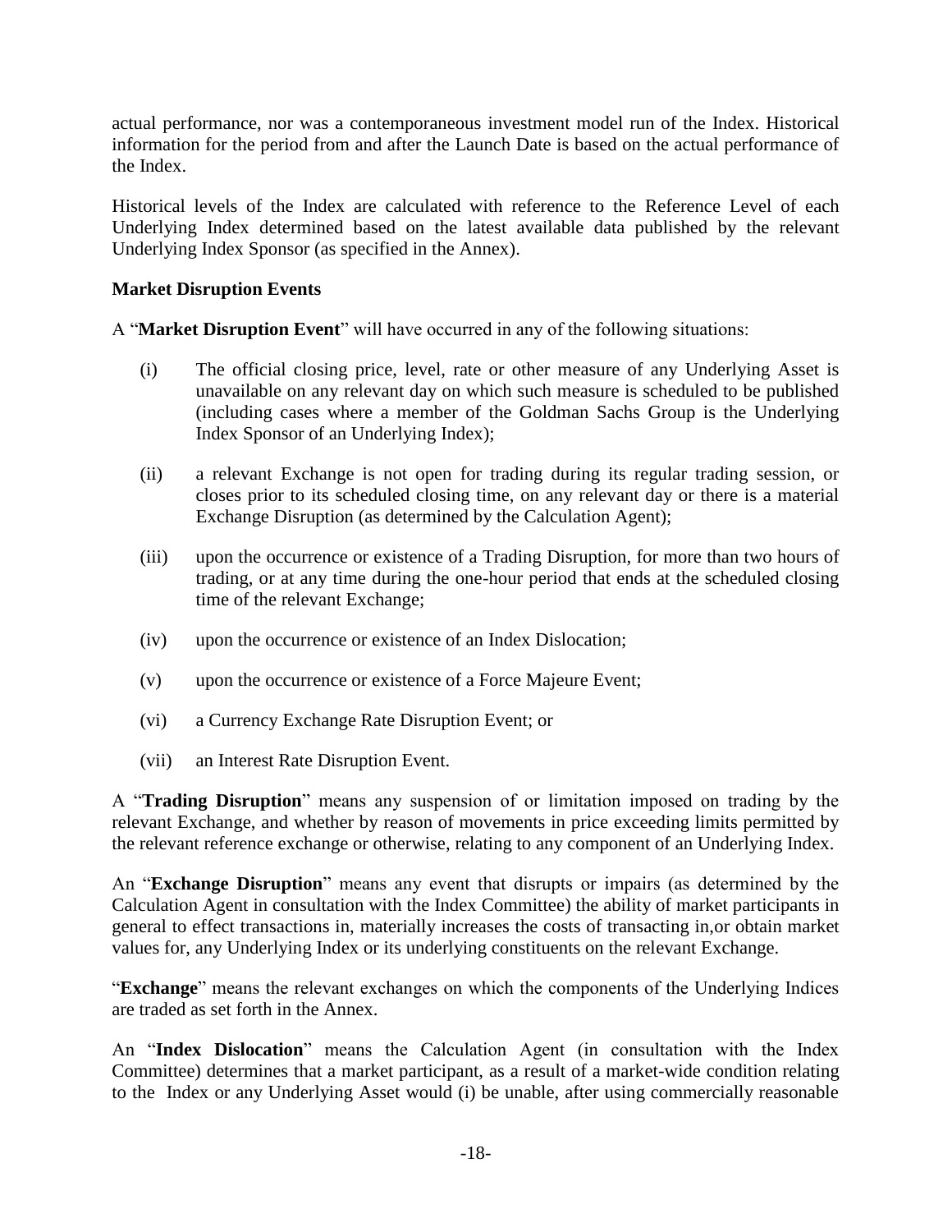actual performance, nor was a contemporaneous investment model run of the Index. Historical information for the period from and after the Launch Date is based on the actual performance of the Index.

Historical levels of the Index are calculated with reference to the Reference Level of each Underlying Index determined based on the latest available data published by the relevant Underlying Index Sponsor (as specified in the Annex).

**Market Disruption Events**

A "**Market Disruption Event**" will have occurred in any of the following situations:

(i) The official closing price, level, rate or other measure of any Underlying Asset is unavailable on any relevant day on which such measure is scheduled to be published (including cases where a member of the Goldman Sachs Group is the Underlying Index Sponsor of an Underlying Index);

(ii) a relevant Exchange is not open for trading during its regular trading session, or closes prior to its scheduled closing time, on any relevant day or there is a material Exchange Disruption (as determined by the Calculation Agent);

(iii) upon the occurrence or existence of a Trading Disruption, for more than two hours of trading, or at any time during the one-hour period that ends at the scheduled closing time of the relevant Exchange;

(iv) upon the occurrence or existence of an Index Dislocation;

(v) upon the occurrence or existence of a Force Majeure Event;

(vi) a Currency Exchange Rate Disruption Event; or

(vii) an Interest Rate Disruption Event.

A "**Trading Disruption**" means any suspension of or limitation imposed on trading by the relevant Exchange, and whether by reason of movements in price exceeding limits permitted by the relevant reference exchange or otherwise, relating to any component of an Underlying Index.

An "**Exchange Disruption**" means any event that disrupts or impairs (as determined by the Calculation Agent in consultation with the Index Committee) the ability of market participants in general to effect transactions in, materially increases the costs of transacting in,or obtain market values for, any Underlying Index or its underlying constituents on the relevant Exchange.

"**Exchange**" means the relevant exchanges on which the components of the Underlying Indices are traded as set forth in the Annex.

An "**Index Dislocation**" means the Calculation Agent (in consultation with the Index Committee) determines that a market participant, as a result of a market-wide condition relating to the Index or any Underlying Asset would (i) be unable, after using commercially reasonable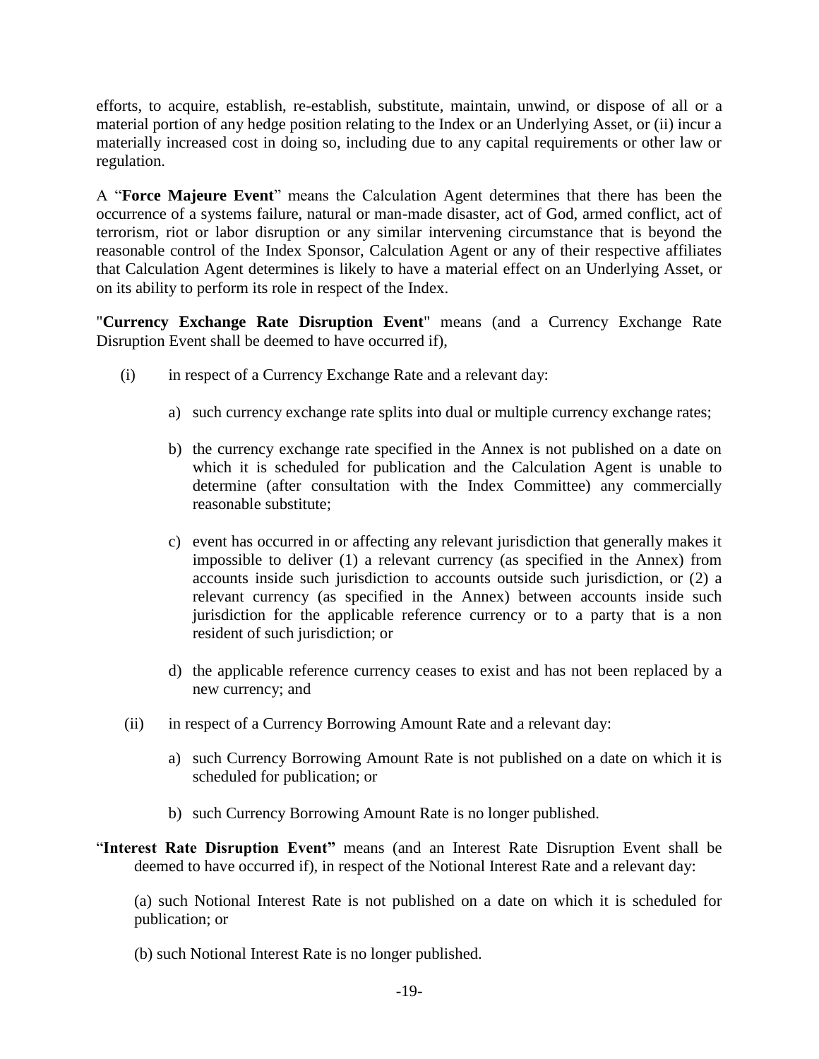efforts, to acquire, establish, re-establish, substitute, maintain, unwind, or dispose of all or a material portion of any hedge position relating to the Index or an Underlying Asset, or (ii) incur a materially increased cost in doing so, including due to any capital requirements or other law or regulation.

A "**Force Majeure Event**" means the Calculation Agent determines that there has been the occurrence of a systems failure, natural or man-made disaster, act of God, armed conflict, act of terrorism, riot or labor disruption or any similar intervening circumstance that is beyond the reasonable control of the Index Sponsor, Calculation Agent or any of their respective affiliates that Calculation Agent determines is likely to have a material effect on an Underlying Asset, or on its ability to perform its role in respect of the Index.

"**Currency Exchange Rate Disruption Event**" means (and a Currency Exchange Rate Disruption Event shall be deemed to have occurred if),

(i) in respect of a Currency Exchange Rate and a relevant day:

   a) such currency exchange rate splits into dual or multiple currency exchange rates;

   b) the currency exchange rate specified in the Annex is not published on a date on which it is scheduled for publication and the Calculation Agent is unable to determine (after consultation with the Index Committee) any commercially reasonable substitute;

   c) event has occurred in or affecting any relevant jurisdiction that generally makes it impossible to deliver (1) a relevant currency (as specified in the Annex) from accounts inside such jurisdiction to accounts outside such jurisdiction, or (2) a relevant currency (as specified in the Annex) between accounts inside such jurisdiction for the applicable reference currency or to a party that is a non resident of such jurisdiction; or

   d) the applicable reference currency ceases to exist and has not been replaced by a new currency; and

(ii) in respect of a Currency Borrowing Amount Rate and a relevant day:

   a) such Currency Borrowing Amount Rate is not published on a date on which it is scheduled for publication; or

   b) such Currency Borrowing Amount Rate is no longer published.

"**Interest Rate Disruption Event"** means (and an Interest Rate Disruption Event shall be deemed to have occurred if), in respect of the Notional Interest Rate and a relevant day:

(a) such Notional Interest Rate is not published on a date on which it is scheduled for publication; or

(b) such Notional Interest Rate is no longer published.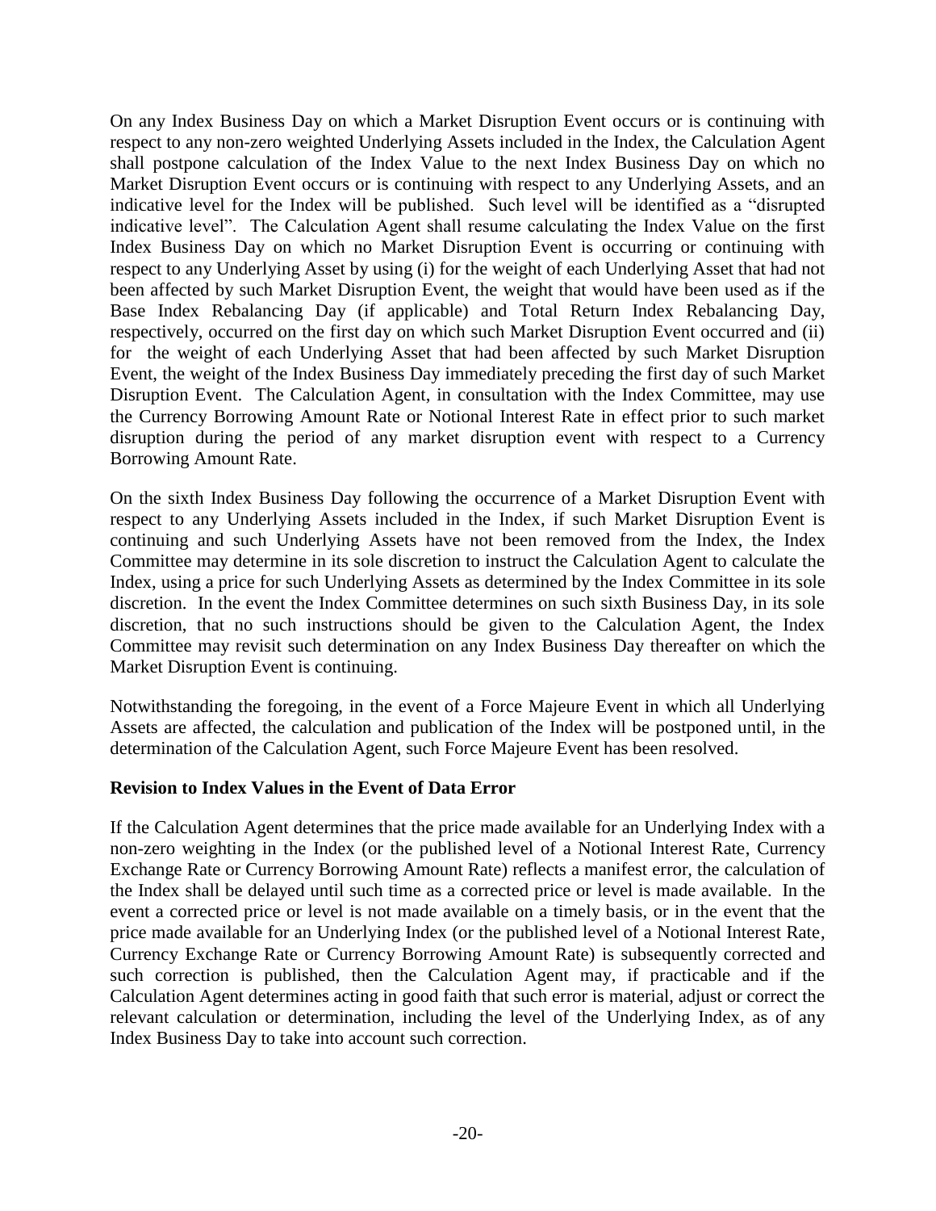On any Index Business Day on which a Market Disruption Event occurs or is continuing with respect to any non-zero weighted Underlying Assets included in the Index, the Calculation Agent shall postpone calculation of the Index Value to the next Index Business Day on which no Market Disruption Event occurs or is continuing with respect to any Underlying Assets, and an indicative level for the Index will be published. Such level will be identified as a "disrupted indicative level". The Calculation Agent shall resume calculating the Index Value on the first Index Business Day on which no Market Disruption Event is occurring or continuing with respect to any Underlying Asset by using (i) for the weight of each Underlying Asset that had not been affected by such Market Disruption Event, the weight that would have been used as if the Base Index Rebalancing Day (if applicable) and Total Return Index Rebalancing Day, respectively, occurred on the first day on which such Market Disruption Event occurred and (ii) for the weight of each Underlying Asset that had been affected by such Market Disruption Event, the weight of the Index Business Day immediately preceding the first day of such Market Disruption Event. The Calculation Agent, in consultation with the Index Committee, may use the Currency Borrowing Amount Rate or Notional Interest Rate in effect prior to such market disruption during the period of any market disruption event with respect to a Currency Borrowing Amount Rate.

On the sixth Index Business Day following the occurrence of a Market Disruption Event with respect to any Underlying Assets included in the Index, if such Market Disruption Event is continuing and such Underlying Assets have not been removed from the Index, the Index Committee may determine in its sole discretion to instruct the Calculation Agent to calculate the Index, using a price for such Underlying Assets as determined by the Index Committee in its sole discretion. In the event the Index Committee determines on such sixth Business Day, in its sole discretion, that no such instructions should be given to the Calculation Agent, the Index Committee may revisit such determination on any Index Business Day thereafter on which the Market Disruption Event is continuing.

Notwithstanding the foregoing, in the event of a Force Majeure Event in which all Underlying Assets are affected, the calculation and publication of the Index will be postponed until, in the determination of the Calculation Agent, such Force Majeure Event has been resolved.

**Revision to Index Values in the Event of Data Error**

If the Calculation Agent determines that the price made available for an Underlying Index with a non-zero weighting in the Index (or the published level of a Notional Interest Rate, Currency Exchange Rate or Currency Borrowing Amount Rate) reflects a manifest error, the calculation of the Index shall be delayed until such time as a corrected price or level is made available. In the event a corrected price or level is not made available on a timely basis, or in the event that the price made available for an Underlying Index (or the published level of a Notional Interest Rate, Currency Exchange Rate or Currency Borrowing Amount Rate) is subsequently corrected and such correction is published, then the Calculation Agent may, if practicable and if the Calculation Agent determines acting in good faith that such error is material, adjust or correct the relevant calculation or determination, including the level of the Underlying Index, as of any Index Business Day to take into account such correction.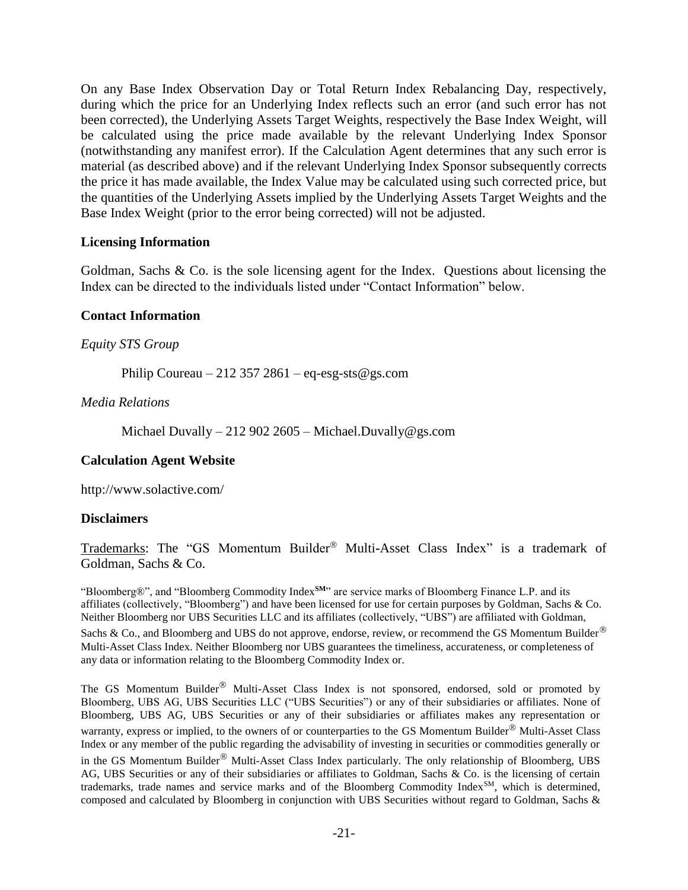On any Base Index Observation Day or Total Return Index Rebalancing Day, respectively, during which the price for an Underlying Index reflects such an error (and such error has not been corrected), the Underlying Assets Target Weights, respectively the Base Index Weight, will be calculated using the price made available by the relevant Underlying Index Sponsor (notwithstanding any manifest error). If the Calculation Agent determines that any such error is material (as described above) and if the relevant Underlying Index Sponsor subsequently corrects the price it has made available, the Index Value may be calculated using such corrected price, but the quantities of the Underlying Assets implied by the Underlying Assets Target Weights and the Base Index Weight (prior to the error being corrected) will not be adjusted.

### Licensing Information

Goldman, Sachs & Co. is the sole licensing agent for the Index. Questions about licensing the Index can be directed to the individuals listed under "Contact Information" below.

### Contact Information

*Equity STS Group*

Philip Coureau – 212 357 2861 – eq-esg-sts@gs.com

*Media Relations*

Michael Duvally – 212 902 2605 – Michael.Duvally@gs.com

### Calculation Agent Website

http://www.solactive.com/

### Disclaimers

Trademarks: The "GS Momentum Builder® Multi-Asset Class Index" is a trademark of Goldman, Sachs & Co.

"Bloomberg®", and "Bloomberg Commodity Index℠" are service marks of Bloomberg Finance L.P. and its affiliates (collectively, "Bloomberg") and have been licensed for use for certain purposes by Goldman, Sachs & Co. Neither Bloomberg nor UBS Securities LLC and its affiliates (collectively, "UBS") are affiliated with Goldman, Sachs & Co., and Bloomberg and UBS do not approve, endorse, review, or recommend the GS Momentum Builder® Multi-Asset Class Index. Neither Bloomberg nor UBS guarantees the timeliness, accurateness, or completeness of any data or information relating to the Bloomberg Commodity Index or.

The GS Momentum Builder® Multi-Asset Class Index is not sponsored, endorsed, sold or promoted by Bloomberg, UBS AG, UBS Securities LLC ("UBS Securities") or any of their subsidiaries or affiliates. None of Bloomberg, UBS AG, UBS Securities or any of their subsidiaries or affiliates makes any representation or warranty, express or implied, to the owners of or counterparties to the GS Momentum Builder® Multi-Asset Class Index or any member of the public regarding the advisability of investing in securities or commodities generally or in the GS Momentum Builder® Multi-Asset Class Index particularly. The only relationship of Bloomberg, UBS AG, UBS Securities or any of their subsidiaries or affiliates to Goldman, Sachs & Co. is the licensing of certain trademarks, trade names and service marks and of the Bloomberg Commodity Index℠, which is determined, composed and calculated by Bloomberg in conjunction with UBS Securities without regard to Goldman, Sachs &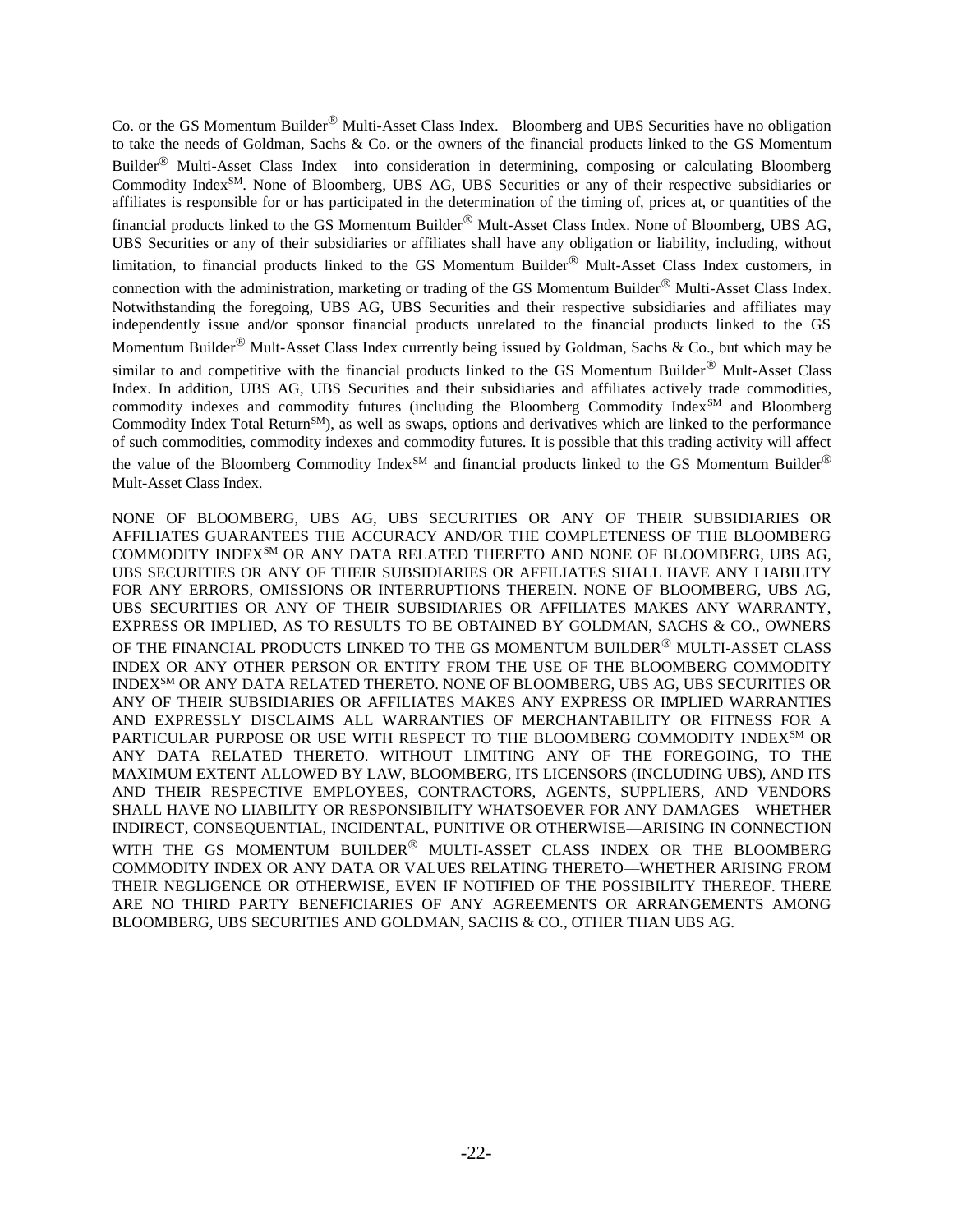Co. or the GS Momentum Builder® Multi-Asset Class Index. Bloomberg and UBS Securities have no obligation to take the needs of Goldman, Sachs & Co. or the owners of the financial products linked to the GS Momentum Builder® Multi-Asset Class Index into consideration in determining, composing or calculating Bloomberg Commodity Index℠. None of Bloomberg, UBS AG, UBS Securities or any of their respective subsidiaries or affiliates is responsible for or has participated in the determination of the timing of, prices at, or quantities of the financial products linked to the GS Momentum Builder® Mult-Asset Class Index. None of Bloomberg, UBS AG, UBS Securities or any of their subsidiaries or affiliates shall have any obligation or liability, including, without limitation, to financial products linked to the GS Momentum Builder® Mult-Asset Class Index customers, in connection with the administration, marketing or trading of the GS Momentum Builder® Mult-Asset Class Index. Notwithstanding the foregoing, UBS AG, UBS Securities and their respective subsidiaries and affiliates may independently issue and/or sponsor financial products unrelated to the financial products linked to the GS Momentum Builder® Mult-Asset Class Index currently being issued by Goldman, Sachs & Co., but which may be similar to and competitive with the financial products linked to the GS Momentum Builder® Mult-Asset Class Index. In addition, UBS AG, UBS Securities and their subsidiaries and affiliates actively trade commodities, commodity indexes and commodity futures (including the Bloomberg Commodity Index℠ and Bloomberg Commodity Index Total Return℠), as well as swaps, options and derivatives which are linked to the performance of such commodities, commodity indexes and commodity futures. It is possible that this trading activity will affect the value of the Bloomberg Commodity Index℠ and financial products linked to the GS Momentum Builder® Mult-Asset Class Index.

NONE OF BLOOMBERG, UBS AG, UBS SECURITIES OR ANY OF THEIR SUBSIDIARIES OR AFFILIATES GUARANTEES THE ACCURACY AND/OR THE COMPLETENESS OF THE BLOOMBERG COMMODITY INDEX℠ OR ANY DATA RELATED THERETO AND NONE OF BLOOMBERG, UBS AG, UBS SECURITIES OR ANY OF THEIR SUBSIDIARIES OR AFFILIATES SHALL HAVE ANY LIABILITY FOR ANY ERRORS, OMISSIONS OR INTERRUPTIONS THEREIN. NONE OF BLOOMBERG, UBS AG, UBS SECURITIES OR ANY OF THEIR SUBSIDIARIES OR AFFILIATES MAKES ANY WARRANTY, EXPRESS OR IMPLIED, AS TO RESULTS TO BE OBTAINED BY GOLDMAN, SACHS & CO., OWNERS OF THE FINANCIAL PRODUCTS LINKED TO THE GS MOMENTUM BUILDER® MULTI-ASSET CLASS INDEX OR ANY OTHER PERSON OR ENTITY FROM THE USE OF THE BLOOMBERG COMMODITY INDEX℠ OR ANY DATA RELATED THERETO. NONE OF BLOOMBERG, UBS AG, UBS SECURITIES OR ANY OF THEIR SUBSIDIARIES OR AFFILIATES MAKES ANY EXPRESS OR IMPLIED WARRANTIES AND EXPRESSLY DISCLAIMS ALL WARRANTIES OF MERCHANTABILITY OR FITNESS FOR A PARTICULAR PURPOSE OR USE WITH RESPECT TO THE BLOOMBERG COMMODITY INDEX℠ OR ANY DATA RELATED THERETO. WITHOUT LIMITING ANY OF THE FOREGOING, TO THE MAXIMUM EXTENT ALLOWED BY LAW, BLOOMBERG, ITS LICENSORS (INCLUDING UBS), AND ITS AND THEIR RESPECTIVE EMPLOYEES, CONTRACTORS, AGENTS, SUPPLIERS, AND VENDORS SHALL HAVE NO LIABILITY OR RESPONSIBILITY WHATSOEVER FOR ANY DAMAGES—WHETHER INDIRECT, CONSEQUENTIAL, INCIDENTAL, PUNITIVE OR OTHERWISE—ARISING IN CONNECTION WITH THE GS MOMENTUM BUILDER® MULTI-ASSET CLASS INDEX OR THE BLOOMBERG COMMODITY INDEX OR ANY DATA OR VALUES RELATING THERETO—WHETHER ARISING FROM THEIR NEGLIGENCE OR OTHERWISE, EVEN IF NOTIFIED OF THE POSSIBILITY THEREOF. THERE ARE NO THIRD PARTY BENEFICIARIES OF ANY AGREEMENTS OR ARRANGEMENTS AMONG BLOOMBERG, UBS SECURITIES AND GOLDMAN, SACHS & CO., OTHER THAN UBS AG.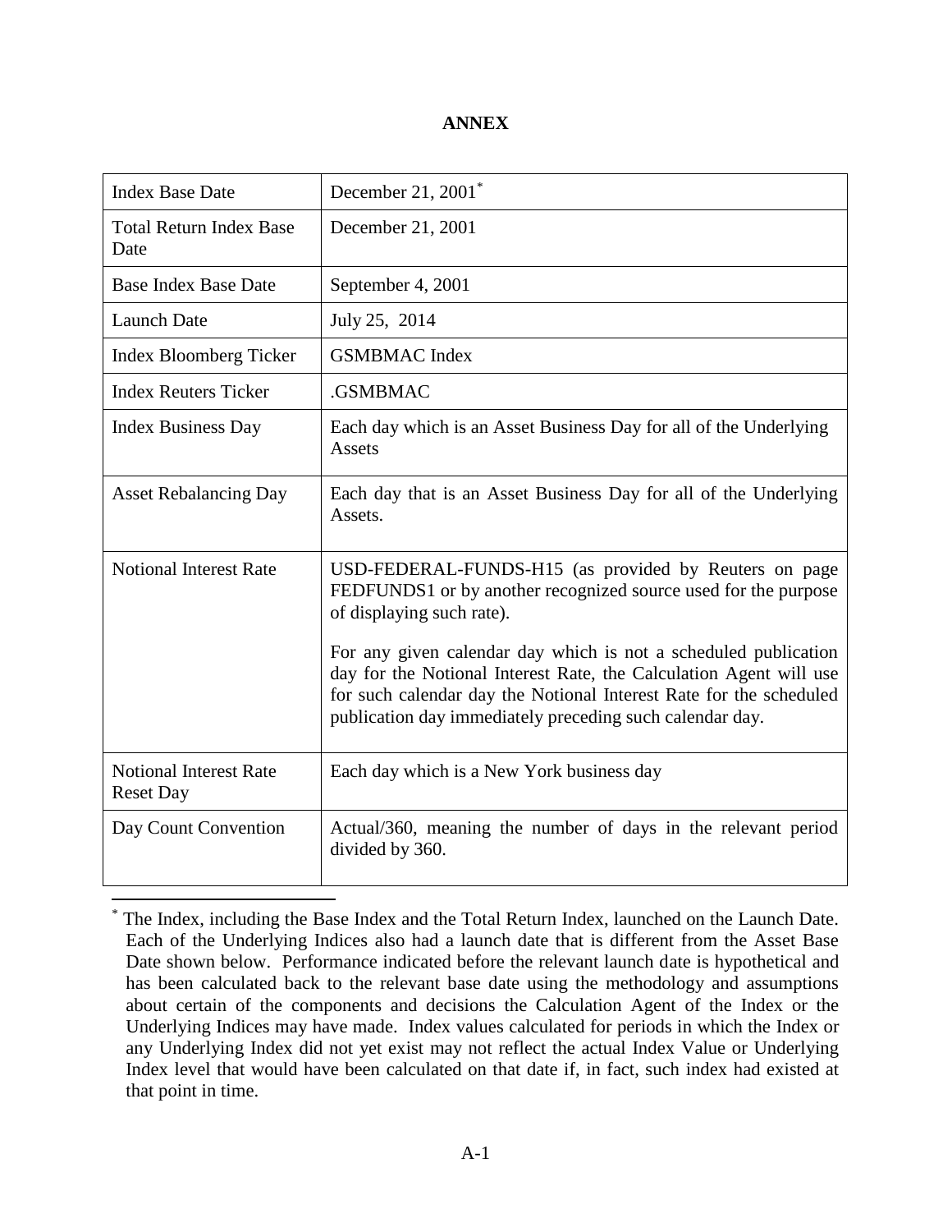# ANNEX

| Index Base Date | December 21, 2001* |
|---|---|
| Total Return Index Base Date | December 21, 2001 |
| Base Index Base Date | September 4, 2001 |
| Launch Date | July 25, 2014 |
| Index Bloomberg Ticker | GSMBMAC Index |
| Index Reuters Ticker | .GSMBMAC |
| Index Business Day | Each day which is an Asset Business Day for all of the Underlying Assets |
| Asset Rebalancing Day | Each day that is an Asset Business Day for all of the Underlying Assets. |
| Notional Interest Rate | USD-FEDERAL-FUNDS-H15 (as provided by Reuters on page FEDFUNDS1 or by another recognized source used for the purpose of displaying such rate).<br><br>For any given calendar day which is not a scheduled publication day for the Notional Interest Rate, the Calculation Agent will use for such calendar day the Notional Interest Rate for the scheduled publication day immediately preceding such calendar day. |
| Notional Interest Rate Reset Day | Each day which is a New York business day |
| Day Count Convention | Actual/360, meaning the number of days in the relevant period divided by 360. |

* The Index, including the Base Index and the Total Return Index, launched on the Launch Date. Each of the Underlying Indices also had a launch date that is different from the Asset Base Date shown below. Performance indicated before the relevant launch date is hypothetical and has been calculated back to the relevant base date using the methodology and assumptions about certain of the components and decisions the Calculation Agent of the Index or the Underlying Indices may have made. Index values calculated for periods in which the Index or any Underlying Index did not yet exist may not reflect the actual Index Value or Underlying Index level that would have been calculated on that date if, in fact, such index had existed at that point in time.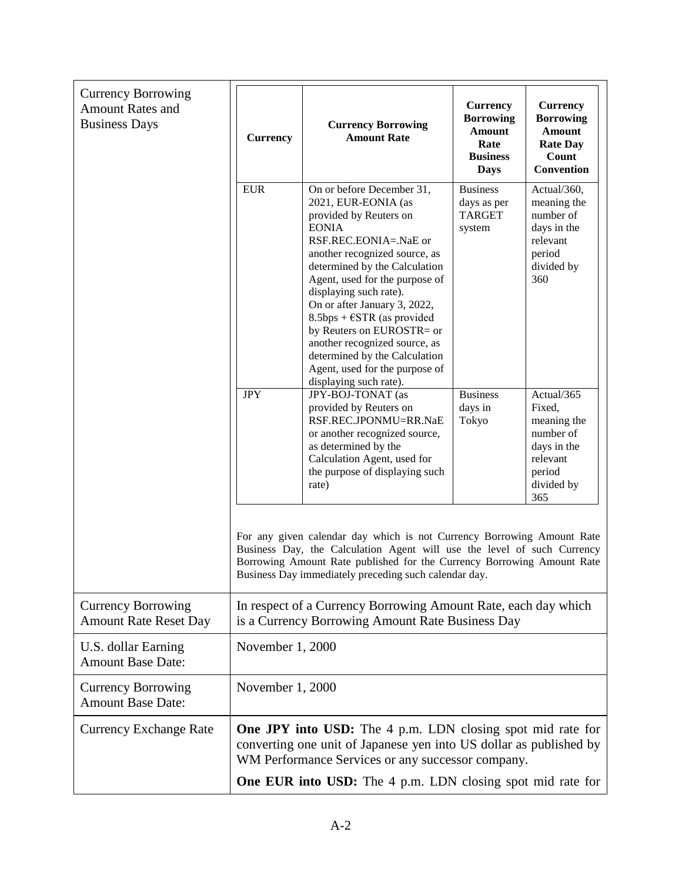| | |
|---|---|
| Currency Borrowing Amount Rates and Business Days | (see table below) |

| Currency | Currency Borrowing Amount Rate | Currency Borrowing Amount Rate Business Days | Currency Borrowing Amount Rate Day Count Convention |
|---|---|---|---|
| EUR | On or before December 31, 2021, EUR-EONIA (as provided by Reuters on EONIA RSF.REC.EONIA=.NaE or another recognized source, as determined by the Calculation Agent, used for the purpose of displaying such rate). On or after January 3, 2022, 8.5bps + €STR (as provided by Reuters on EUROSTR= or another recognized source, as determined by the Calculation Agent, used for the purpose of displaying such rate). | Business days as per TARGET system | Actual/360, meaning the number of days in the relevant period divided by 360 |
| JPY | JPY-BOJ-TONAT (as provided by Reuters on RSF.REC.JPONMU=RR.NaE or another recognized source, as determined by the Calculation Agent, used for the purpose of displaying such rate) | Business days in Tokyo | Actual/365 Fixed, meaning the number of days in the relevant period divided by 365 |

For any given calendar day which is not Currency Borrowing Amount Rate Business Day, the Calculation Agent will use the level of such Currency Borrowing Amount Rate published for the Currency Borrowing Amount Rate Business Day immediately preceding such calendar day.

| | |
|---|---|
| Currency Borrowing Amount Rate Reset Day | In respect of a Currency Borrowing Amount Rate, each day which is a Currency Borrowing Amount Rate Business Day |
| U.S. dollar Earning Amount Base Date: | November 1, 2000 |
| Currency Borrowing Amount Base Date: | November 1, 2000 |
| Currency Exchange Rate | **One JPY into USD:** The 4 p.m. LDN closing spot mid rate for converting one unit of Japanese yen into US dollar as published by WM Performance Services or any successor company.<br><br>**One EUR into USD:** The 4 p.m. LDN closing spot mid rate for |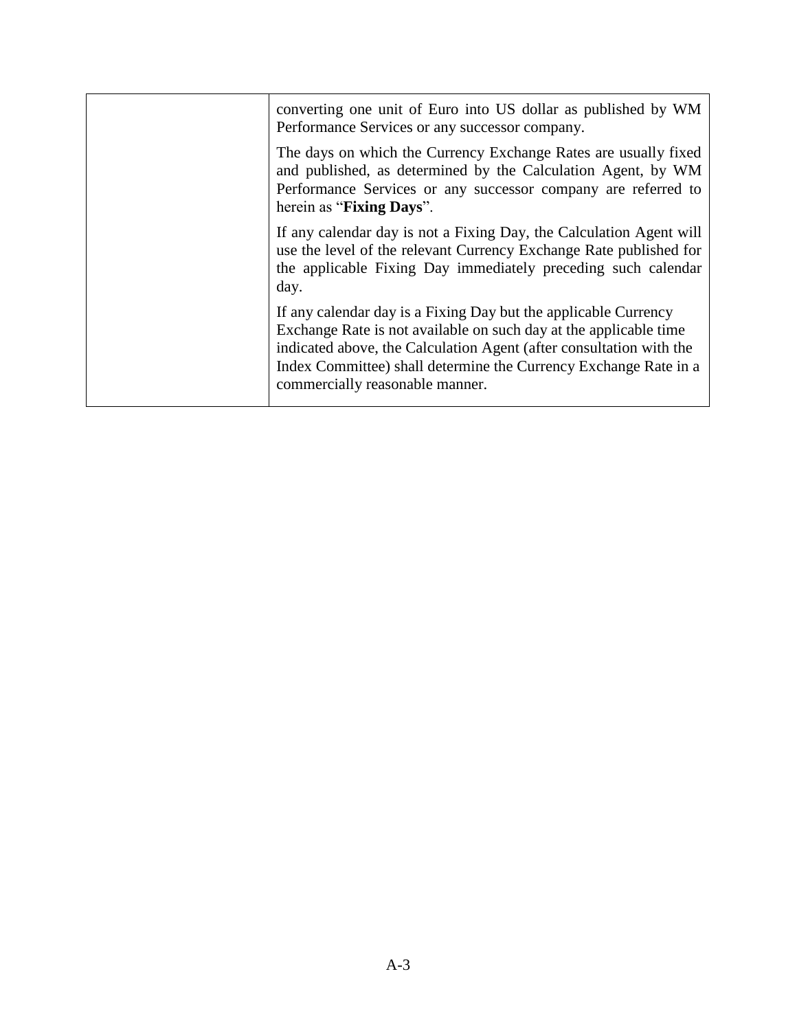| | |
|---|---|
| | converting one unit of Euro into US dollar as published by WM Performance Services or any successor company.<br><br>The days on which the Currency Exchange Rates are usually fixed and published, as determined by the Calculation Agent, by WM Performance Services or any successor company are referred to herein as "**Fixing Days**".<br><br>If any calendar day is not a Fixing Day, the Calculation Agent will use the level of the relevant Currency Exchange Rate published for the applicable Fixing Day immediately preceding such calendar day.<br><br>If any calendar day is a Fixing Day but the applicable Currency Exchange Rate is not available on such day at the applicable time indicated above, the Calculation Agent (after consultation with the Index Committee) shall determine the Currency Exchange Rate in a commercially reasonable manner. |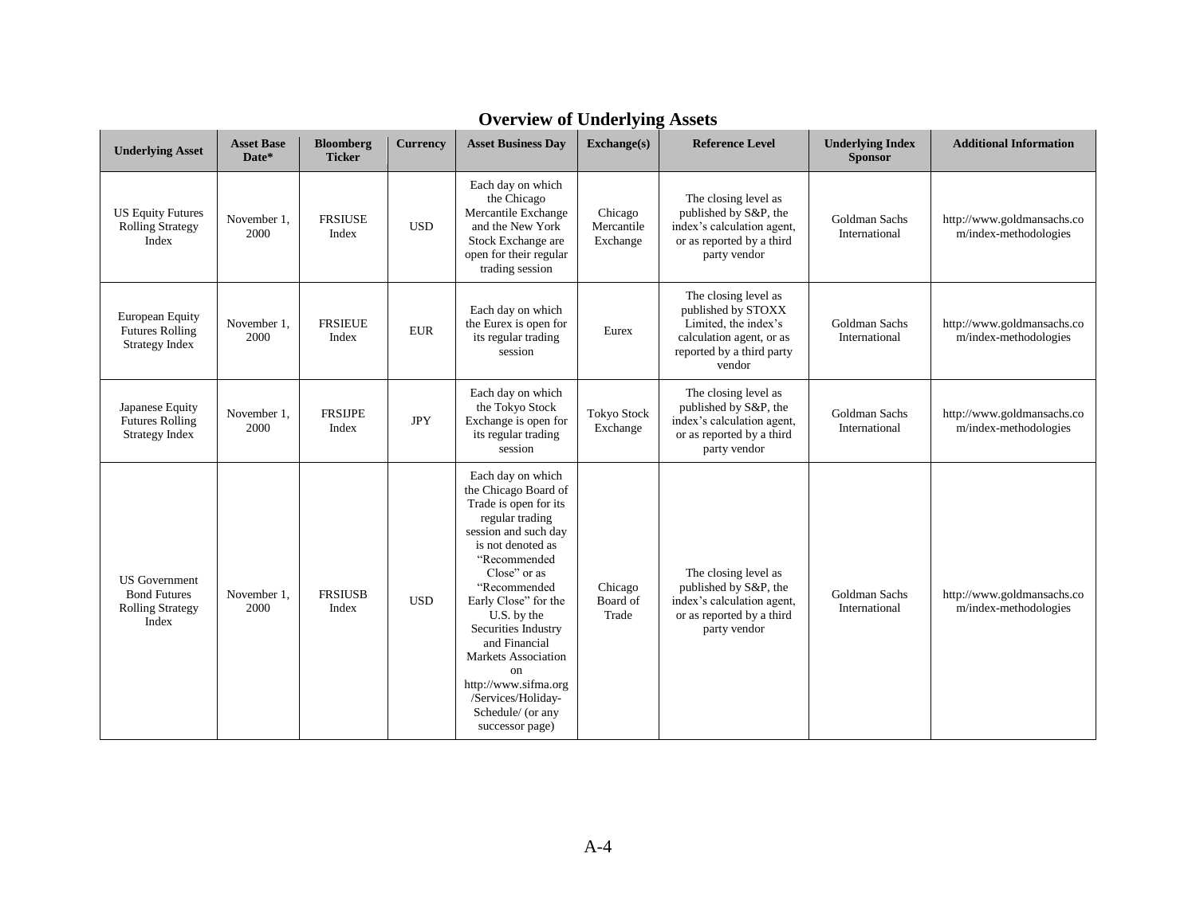## Overview of Underlying Assets

| Underlying Asset | Asset Base Date* | Bloomberg Ticker | Currency | Asset Business Day | Exchange(s) | Reference Level | Underlying Index Sponsor | Additional Information |
|---|---|---|---|---|---|---|---|---|
| US Equity Futures Rolling Strategy Index | November 1, 2000 | FRSIUSE Index | USD | Each day on which the Chicago Mercantile Exchange and the New York Stock Exchange are open for their regular trading session | Chicago Mercantile Exchange | The closing level as published by S&P, the index's calculation agent, or as reported by a third party vendor | Goldman Sachs International | http://www.goldmansachs.com/index-methodologies |
| European Equity Futures Rolling Strategy Index | November 1, 2000 | FRSIEUE Index | EUR | Each day on which the Eurex is open for its regular trading session | Eurex | The closing level as published by STOXX Limited, the index's calculation agent, or as reported by a third party vendor | Goldman Sachs International | http://www.goldmansachs.com/index-methodologies |
| Japanese Equity Futures Rolling Strategy Index | November 1, 2000 | FRSIJPE Index | JPY | Each day on which the Tokyo Stock Exchange is open for its regular trading session | Tokyo Stock Exchange | The closing level as published by S&P, the index's calculation agent, or as reported by a third party vendor | Goldman Sachs International | http://www.goldmansachs.com/index-methodologies |
| US Government Bond Futures Rolling Strategy Index | November 1, 2000 | FRSIUSB Index | USD | Each day on which the Chicago Board of Trade is open for its regular trading session and such day is not denoted as "Recommended Close" or as "Recommended Early Close" for the U.S. by the Securities Industry and Financial Markets Association on http://www.sifma.org/Services/Holiday-Schedule/ (or any successor page) | Chicago Board of Trade | The closing level as published by S&P, the index's calculation agent, or as reported by a third party vendor | Goldman Sachs International | http://www.goldmansachs.com/index-methodologies |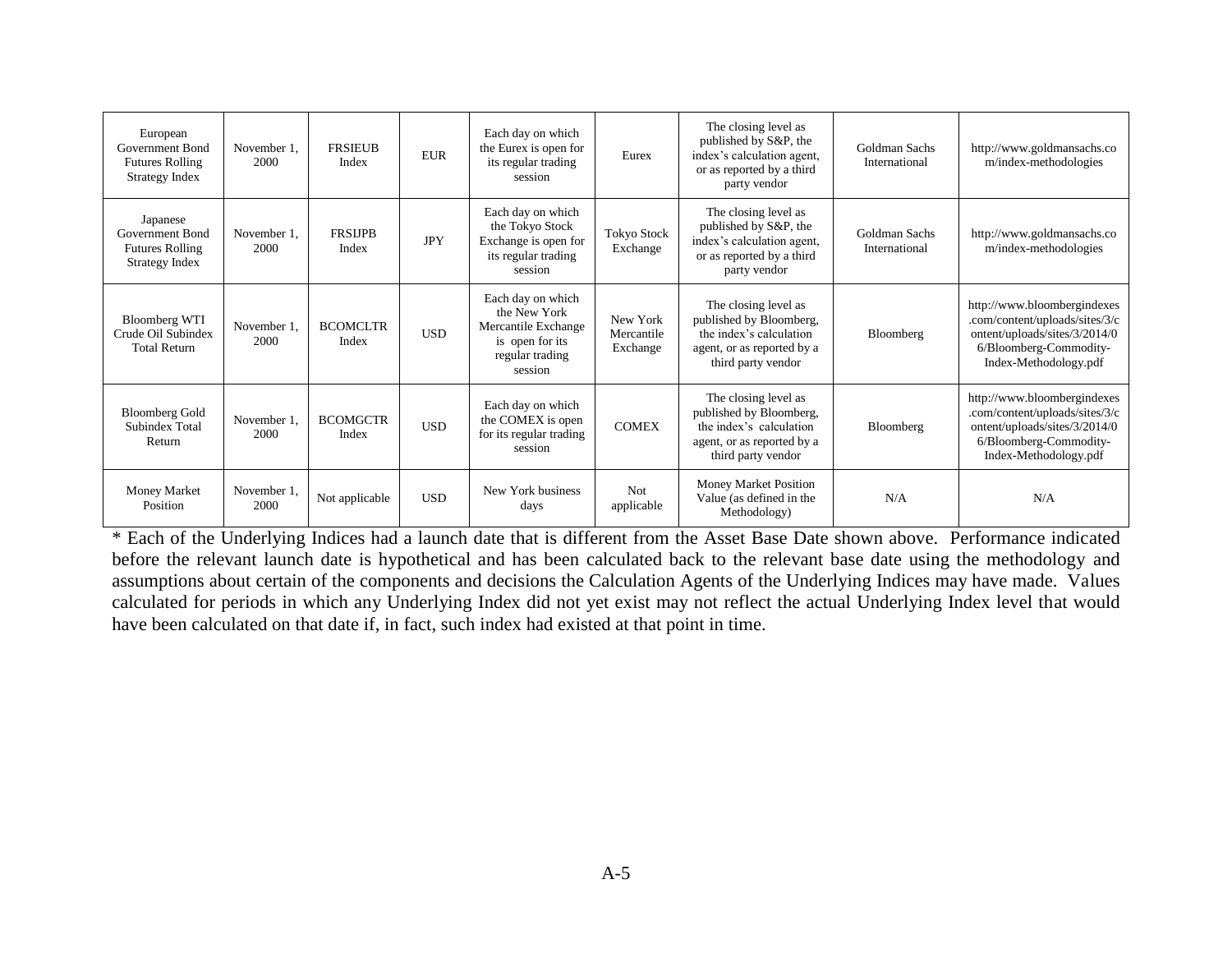| European Government Bond Futures Rolling Strategy Index | November 1, 2000 | FRSIEUB Index | EUR | Each day on which the Eurex is open for its regular trading session | Eurex | The closing level as published by S&P, the index's calculation agent, or as reported by a third party vendor | Goldman Sachs International | http://www.goldmansachs.com/index-methodologies |
|---|---|---|---|---|---|---|---|---|
| Japanese Government Bond Futures Rolling Strategy Index | November 1, 2000 | FRSIJPB Index | JPY | Each day on which the Tokyo Stock Exchange is open for its regular trading session | Tokyo Stock Exchange | The closing level as published by S&P, the index's calculation agent, or as reported by a third party vendor | Goldman Sachs International | http://www.goldmansachs.com/index-methodologies |
| Bloomberg WTI Crude Oil Subindex Total Return | November 1, 2000 | BCOMCLTR Index | USD | Each day on which the New York Mercantile Exchange is open for its regular trading session | New York Mercantile Exchange | The closing level as published by Bloomberg, the index's calculation agent, or as reported by a third party vendor | Bloomberg | http://www.bloombergindexes.com/content/uploads/sites/3/content/uploads/sites/3/2014/06/Bloomberg-Commodity-Index-Methodology.pdf |
| Bloomberg Gold Subindex Total Return | November 1, 2000 | BCOMGCTR Index | USD | Each day on which the COMEX is open for its regular trading session | COMEX | The closing level as published by Bloomberg, the index's calculation agent, or as reported by a third party vendor | Bloomberg | http://www.bloombergindexes.com/content/uploads/sites/3/content/uploads/sites/3/2014/06/Bloomberg-Commodity-Index-Methodology.pdf |
| Money Market Position | November 1, 2000 | Not applicable | USD | New York business days | Not applicable | Money Market Position Value (as defined in the Methodology) | N/A | N/A |

* Each of the Underlying Indices had a launch date that is different from the Asset Base Date shown above. Performance indicated before the relevant launch date is hypothetical and has been calculated back to the relevant base date using the methodology and assumptions about certain of the components and decisions the Calculation Agents of the Underlying Indices may have made. Values calculated for periods in which any Underlying Index did not yet exist may not reflect the actual Underlying Index level that would have been calculated on that date if, in fact, such index had existed at that point in time.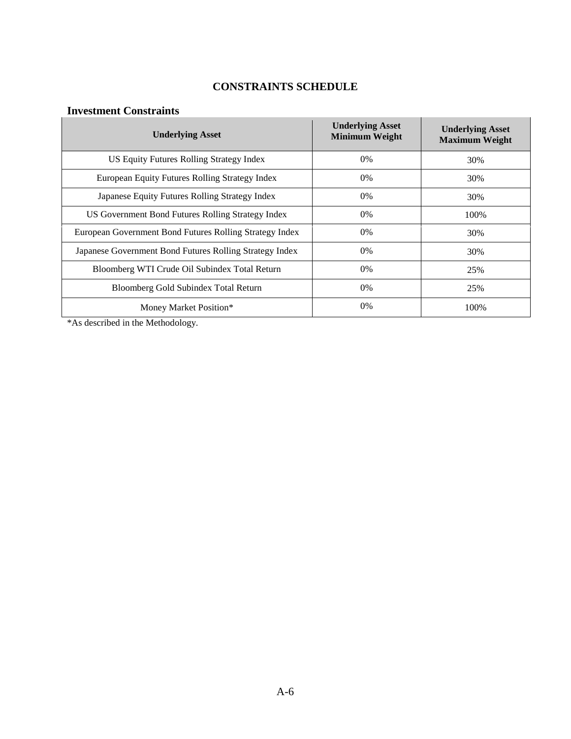# CONSTRAINTS SCHEDULE

## Investment Constraints

| Underlying Asset | Underlying Asset Minimum Weight | Underlying Asset Maximum Weight |
|---|---|---|
| US Equity Futures Rolling Strategy Index | 0% | 30% |
| European Equity Futures Rolling Strategy Index | 0% | 30% |
| Japanese Equity Futures Rolling Strategy Index | 0% | 30% |
| US Government Bond Futures Rolling Strategy Index | 0% | 100% |
| European Government Bond Futures Rolling Strategy Index | 0% | 30% |
| Japanese Government Bond Futures Rolling Strategy Index | 0% | 30% |
| Bloomberg WTI Crude Oil Subindex Total Return | 0% | 25% |
| Bloomberg Gold Subindex Total Return | 0% | 25% |
| Money Market Position* | 0% | 100% |

*As described in the Methodology.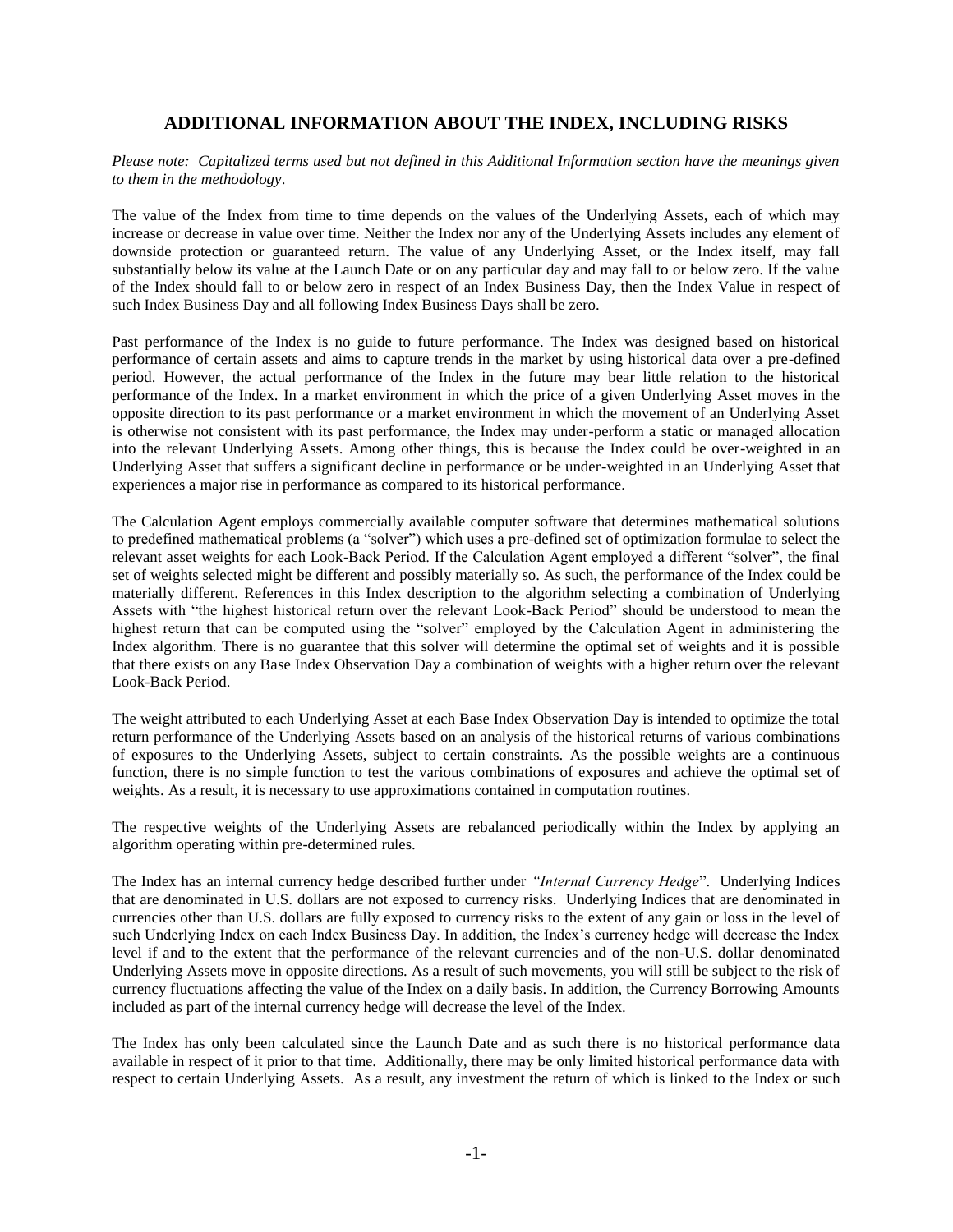## ADDITIONAL INFORMATION ABOUT THE INDEX, INCLUDING RISKS

*Please note: Capitalized terms used but not defined in this Additional Information section have the meanings given to them in the methodology.*

The value of the Index from time to time depends on the values of the Underlying Assets, each of which may increase or decrease in value over time. Neither the Index nor any of the Underlying Assets includes any element of downside protection or guaranteed return. The value of any Underlying Asset, or the Index itself, may fall substantially below its value at the Launch Date or on any particular day and may fall to or below zero. If the value of the Index should fall to or below zero in respect of an Index Business Day, then the Index Value in respect of such Index Business Day and all following Index Business Days shall be zero.

Past performance of the Index is no guide to future performance. The Index was designed based on historical performance of certain assets and aims to capture trends in the market by using historical data over a pre-defined period. However, the actual performance of the Index in the future may bear little relation to the historical performance of the Index. In a market environment in which the price of a given Underlying Asset moves in the opposite direction to its past performance or a market environment in which the movement of an Underlying Asset is otherwise not consistent with its past performance, the Index may under-perform a static or managed allocation into the relevant Underlying Assets. Among other things, this is because the Index could be over-weighted in an Underlying Asset that suffers a significant decline in performance or be under-weighted in an Underlying Asset that experiences a major rise in performance as compared to its historical performance.

The Calculation Agent employs commercially available computer software that determines mathematical solutions to predefined mathematical problems (a "solver") which uses a pre-defined set of optimization formulae to select the relevant asset weights for each Look-Back Period. If the Calculation Agent employed a different "solver", the final set of weights selected might be different and possibly materially so. As such, the performance of the Index could be materially different. References in this Index description to the algorithm selecting a combination of Underlying Assets with "the highest historical return over the relevant Look-Back Period" should be understood to mean the highest return that can be computed using the "solver" employed by the Calculation Agent in administering the Index algorithm. There is no guarantee that this solver will determine the optimal set of weights and it is possible that there exists on any Base Index Observation Day a combination of weights with a higher return over the relevant Look-Back Period.

The weight attributed to each Underlying Asset at each Base Index Observation Day is intended to optimize the total return performance of the Underlying Assets based on an analysis of the historical returns of various combinations of exposures to the Underlying Assets, subject to certain constraints. As the possible weights are a continuous function, there is no simple function to test the various combinations of exposures and achieve the optimal set of weights. As a result, it is necessary to use approximations contained in computation routines.

The respective weights of the Underlying Assets are rebalanced periodically within the Index by applying an algorithm operating within pre-determined rules.

The Index has an internal currency hedge described further under *"Internal Currency Hedge*". Underlying Indices that are denominated in U.S. dollars are not exposed to currency risks. Underlying Indices that are denominated in currencies other than U.S. dollars are fully exposed to currency risks to the extent of any gain or loss in the level of such Underlying Index on each Index Business Day. In addition, the Index's currency hedge will decrease the Index level if and to the extent that the performance of the relevant currencies and of the non-U.S. dollar denominated Underlying Assets move in opposite directions. As a result of such movements, you will still be subject to the risk of currency fluctuations affecting the value of the Index on a daily basis. In addition, the Currency Borrowing Amounts included as part of the internal currency hedge will decrease the level of the Index.

The Index has only been calculated since the Launch Date and as such there is no historical performance data available in respect of it prior to that time. Additionally, there may be only limited historical performance data with respect to certain Underlying Assets. As a result, any investment the return of which is linked to the Index or such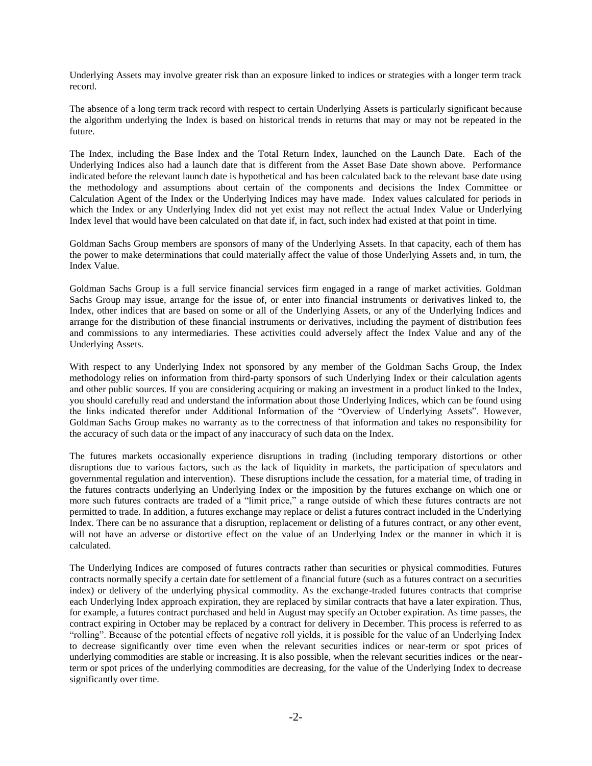Underlying Assets may involve greater risk than an exposure linked to indices or strategies with a longer term track record.

The absence of a long term track record with respect to certain Underlying Assets is particularly significant because the algorithm underlying the Index is based on historical trends in returns that may or may not be repeated in the future.

The Index, including the Base Index and the Total Return Index, launched on the Launch Date. Each of the Underlying Indices also had a launch date that is different from the Asset Base Date shown above. Performance indicated before the relevant launch date is hypothetical and has been calculated back to the relevant base date using the methodology and assumptions about certain of the components and decisions the Index Committee or Calculation Agent of the Index or the Underlying Indices may have made. Index values calculated for periods in which the Index or any Underlying Index did not yet exist may not reflect the actual Index Value or Underlying Index level that would have been calculated on that date if, in fact, such index had existed at that point in time.

Goldman Sachs Group members are sponsors of many of the Underlying Assets. In that capacity, each of them has the power to make determinations that could materially affect the value of those Underlying Assets and, in turn, the Index Value.

Goldman Sachs Group is a full service financial services firm engaged in a range of market activities. Goldman Sachs Group may issue, arrange for the issue of, or enter into financial instruments or derivatives linked to, the Index, other indices that are based on some or all of the Underlying Assets, or any of the Underlying Indices and arrange for the distribution of these financial instruments or derivatives, including the payment of distribution fees and commissions to any intermediaries. These activities could adversely affect the Index Value and any of the Underlying Assets.

With respect to any Underlying Index not sponsored by any member of the Goldman Sachs Group, the Index methodology relies on information from third-party sponsors of such Underlying Index or their calculation agents and other public sources. If you are considering acquiring or making an investment in a product linked to the Index, you should carefully read and understand the information about those Underlying Indices, which can be found using the links indicated therefor under Additional Information of the "Overview of Underlying Assets". However, Goldman Sachs Group makes no warranty as to the correctness of that information and takes no responsibility for the accuracy of such data or the impact of any inaccuracy of such data on the Index.

The futures markets occasionally experience disruptions in trading (including temporary distortions or other disruptions due to various factors, such as the lack of liquidity in markets, the participation of speculators and governmental regulation and intervention). These disruptions include the cessation, for a material time, of trading in the futures contracts underlying an Underlying Index or the imposition by the futures exchange on which one or more such futures contracts are traded of a "limit price," a range outside of which these futures contracts are not permitted to trade. In addition, a futures exchange may replace or delist a futures contract included in the Underlying Index. There can be no assurance that a disruption, replacement or delisting of a futures contract, or any other event, will not have an adverse or distortive effect on the value of an Underlying Index or the manner in which it is calculated.

The Underlying Indices are composed of futures contracts rather than securities or physical commodities. Futures contracts normally specify a certain date for settlement of a financial future (such as a futures contract on a securities index) or delivery of the underlying physical commodity. As the exchange-traded futures contracts that comprise each Underlying Index approach expiration, they are replaced by similar contracts that have a later expiration. Thus, for example, a futures contract purchased and held in August may specify an October expiration. As time passes, the contract expiring in October may be replaced by a contract for delivery in December. This process is referred to as "rolling". Because of the potential effects of negative roll yields, it is possible for the value of an Underlying Index to decrease significantly over time even when the relevant securities indices or near-term or spot prices of underlying commodities are stable or increasing. It is also possible, when the relevant securities indices or the near-term or spot prices of the underlying commodities are decreasing, for the value of the Underlying Index to decrease significantly over time.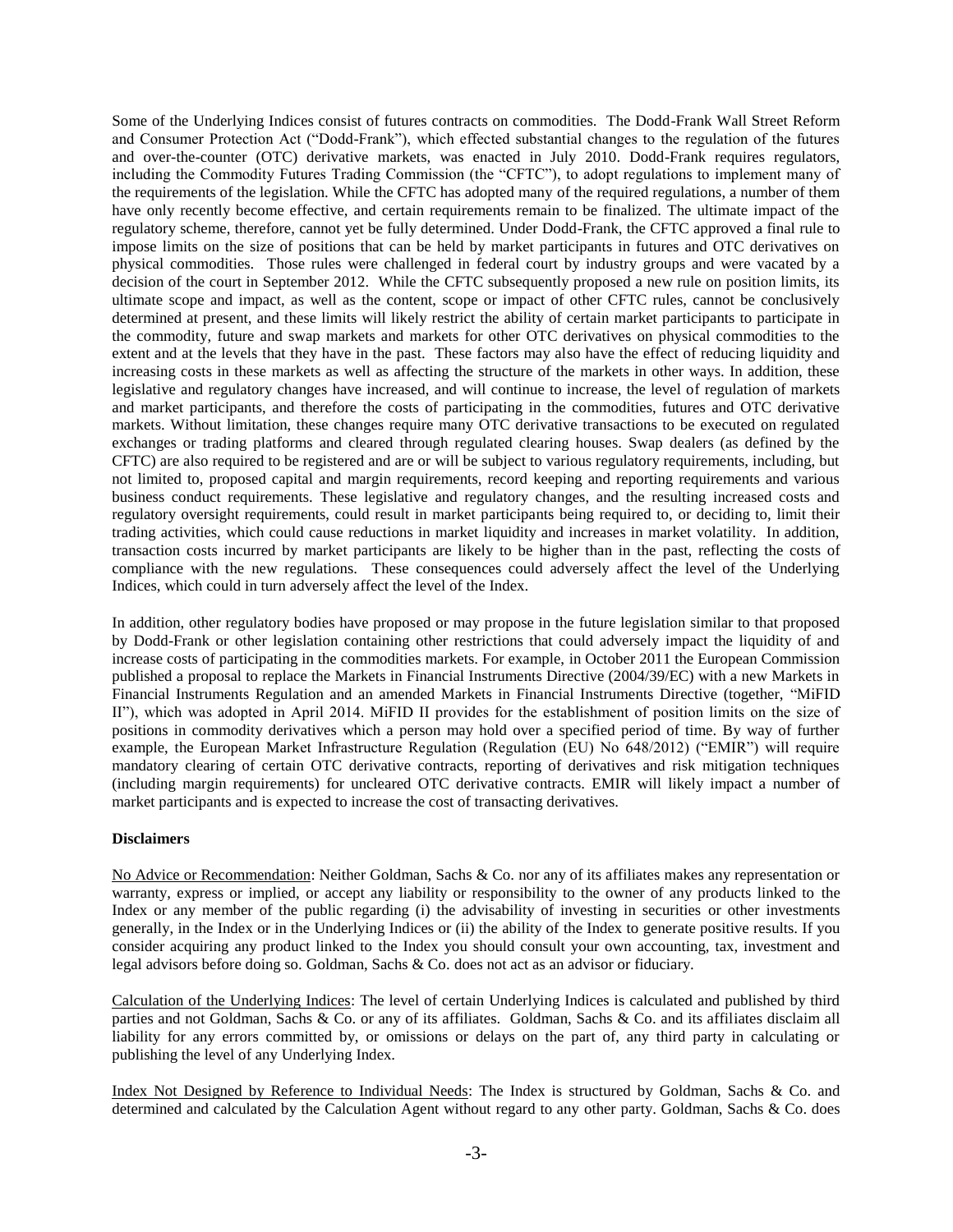Some of the Underlying Indices consist of futures contracts on commodities. The Dodd-Frank Wall Street Reform and Consumer Protection Act ("Dodd-Frank"), which effected substantial changes to the regulation of the futures and over-the-counter (OTC) derivative markets, was enacted in July 2010. Dodd-Frank requires regulators, including the Commodity Futures Trading Commission (the "CFTC"), to adopt regulations to implement many of the requirements of the legislation. While the CFTC has adopted many of the required regulations, a number of them have only recently become effective, and certain requirements remain to be finalized. The ultimate impact of the regulatory scheme, therefore, cannot yet be fully determined. Under Dodd-Frank, the CFTC approved a final rule to impose limits on the size of positions that can be held by market participants in futures and OTC derivatives on physical commodities. Those rules were challenged in federal court by industry groups and were vacated by a decision of the court in September 2012. While the CFTC subsequently proposed a new rule on position limits, its ultimate scope and impact, as well as the content, scope or impact of other CFTC rules, cannot be conclusively determined at present, and these limits will likely restrict the ability of certain market participants to participate in the commodity, future and swap markets and markets for other OTC derivatives on physical commodities to the extent and at the levels that they have in the past. These factors may also have the effect of reducing liquidity and increasing costs in these markets as well as affecting the structure of the markets in other ways. In addition, these legislative and regulatory changes have increased, and will continue to increase, the level of regulation of markets and market participants, and therefore the costs of participating in the commodities, futures and OTC derivative markets. Without limitation, these changes require many OTC derivative transactions to be executed on regulated exchanges or trading platforms and cleared through regulated clearing houses. Swap dealers (as defined by the CFTC) are also required to be registered and are or will be subject to various regulatory requirements, including, but not limited to, proposed capital and margin requirements, record keeping and reporting requirements and various business conduct requirements. These legislative and regulatory changes, and the resulting increased costs and regulatory oversight requirements, could result in market participants being required to, or deciding to, limit their trading activities, which could cause reductions in market liquidity and increases in market volatility. In addition, transaction costs incurred by market participants are likely to be higher than in the past, reflecting the costs of compliance with the new regulations. These consequences could adversely affect the level of the Underlying Indices, which could in turn adversely affect the level of the Index.

In addition, other regulatory bodies have proposed or may propose in the future legislation similar to that proposed by Dodd-Frank or other legislation containing other restrictions that could adversely impact the liquidity of and increase costs of participating in the commodities markets. For example, in October 2011 the European Commission published a proposal to replace the Markets in Financial Instruments Directive (2004/39/EC) with a new Markets in Financial Instruments Regulation and an amended Markets in Financial Instruments Directive (together, "MiFID II"), which was adopted in April 2014. MiFID II provides for the establishment of position limits on the size of positions in commodity derivatives which a person may hold over a specified period of time. By way of further example, the European Market Infrastructure Regulation (Regulation (EU) No 648/2012) ("EMIR") will require mandatory clearing of certain OTC derivative contracts, reporting of derivatives and risk mitigation techniques (including margin requirements) for uncleared OTC derivative contracts. EMIR will likely impact a number of market participants and is expected to increase the cost of transacting derivatives.

**Disclaimers**

No Advice or Recommendation: Neither Goldman, Sachs & Co. nor any of its affiliates makes any representation or warranty, express or implied, or accept any liability or responsibility to the owner of any products linked to the Index or any member of the public regarding (i) the advisability of investing in securities or other investments generally, in the Index or in the Underlying Indices or (ii) the ability of the Index to generate positive results. If you consider acquiring any product linked to the Index you should consult your own accounting, tax, investment and legal advisors before doing so. Goldman, Sachs & Co. does not act as an advisor or fiduciary.

Calculation of the Underlying Indices: The level of certain Underlying Indices is calculated and published by third parties and not Goldman, Sachs & Co. or any of its affiliates. Goldman, Sachs & Co. and its affiliates disclaim all liability for any errors committed by, or omissions or delays on the part of, any third party in calculating or publishing the level of any Underlying Index.

Index Not Designed by Reference to Individual Needs: The Index is structured by Goldman, Sachs & Co. and determined and calculated by the Calculation Agent without regard to any other party. Goldman, Sachs & Co. does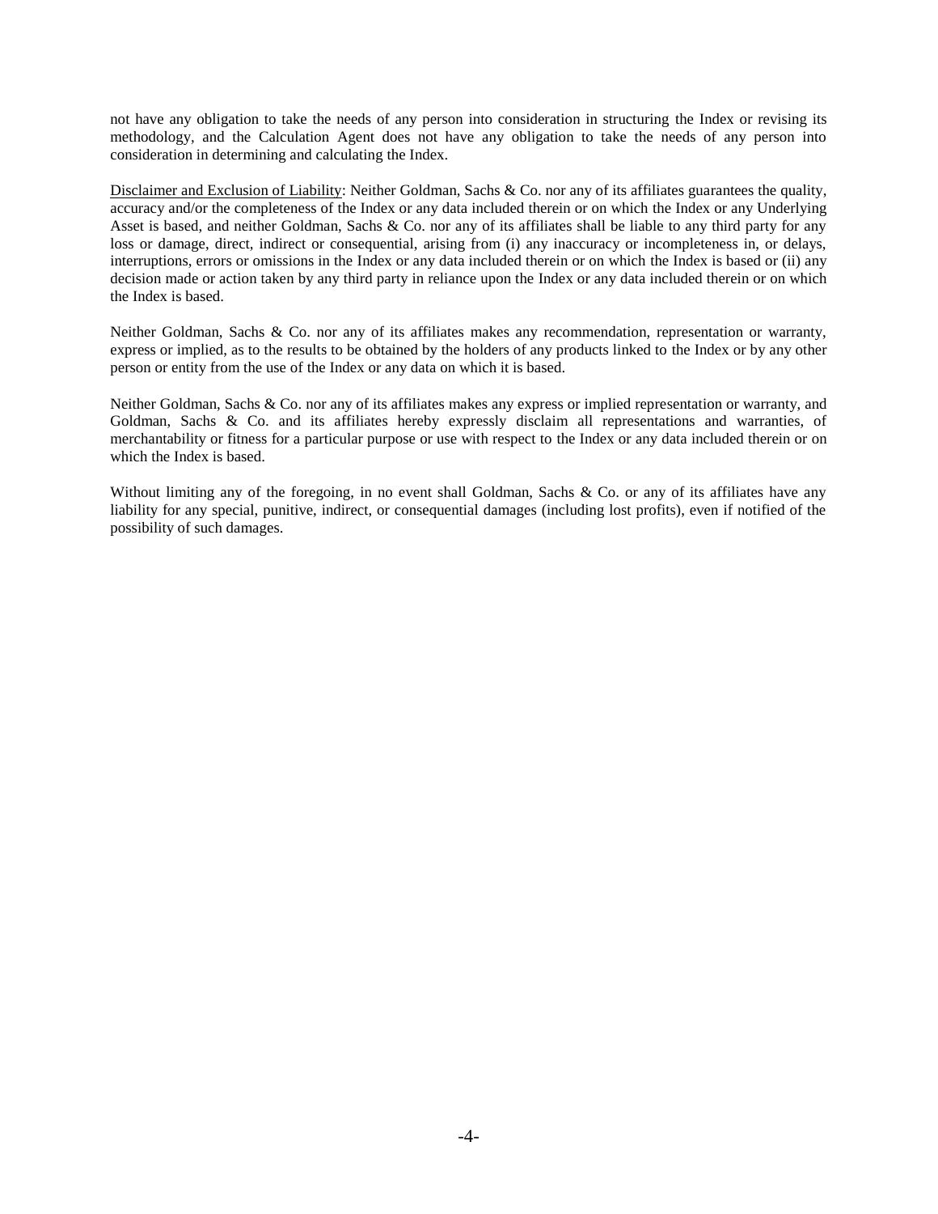not have any obligation to take the needs of any person into consideration in structuring the Index or revising its methodology, and the Calculation Agent does not have any obligation to take the needs of any person into consideration in determining and calculating the Index.

Disclaimer and Exclusion of Liability: Neither Goldman, Sachs & Co. nor any of its affiliates guarantees the quality, accuracy and/or the completeness of the Index or any data included therein or on which the Index or any Underlying Asset is based, and neither Goldman, Sachs & Co. nor any of its affiliates shall be liable to any third party for any loss or damage, direct, indirect or consequential, arising from (i) any inaccuracy or incompleteness in, or delays, interruptions, errors or omissions in the Index or any data included therein or on which the Index is based or (ii) any decision made or action taken by any third party in reliance upon the Index or any data included therein or on which the Index is based.

Neither Goldman, Sachs & Co. nor any of its affiliates makes any recommendation, representation or warranty, express or implied, as to the results to be obtained by the holders of any products linked to the Index or by any other person or entity from the use of the Index or any data on which it is based.

Neither Goldman, Sachs & Co. nor any of its affiliates makes any express or implied representation or warranty, and Goldman, Sachs & Co. and its affiliates hereby expressly disclaim all representations and warranties, of merchantability or fitness for a particular purpose or use with respect to the Index or any data included therein or on which the Index is based.

Without limiting any of the foregoing, in no event shall Goldman, Sachs & Co. or any of its affiliates have any liability for any special, punitive, indirect, or consequential damages (including lost profits), even if notified of the possibility of such damages.